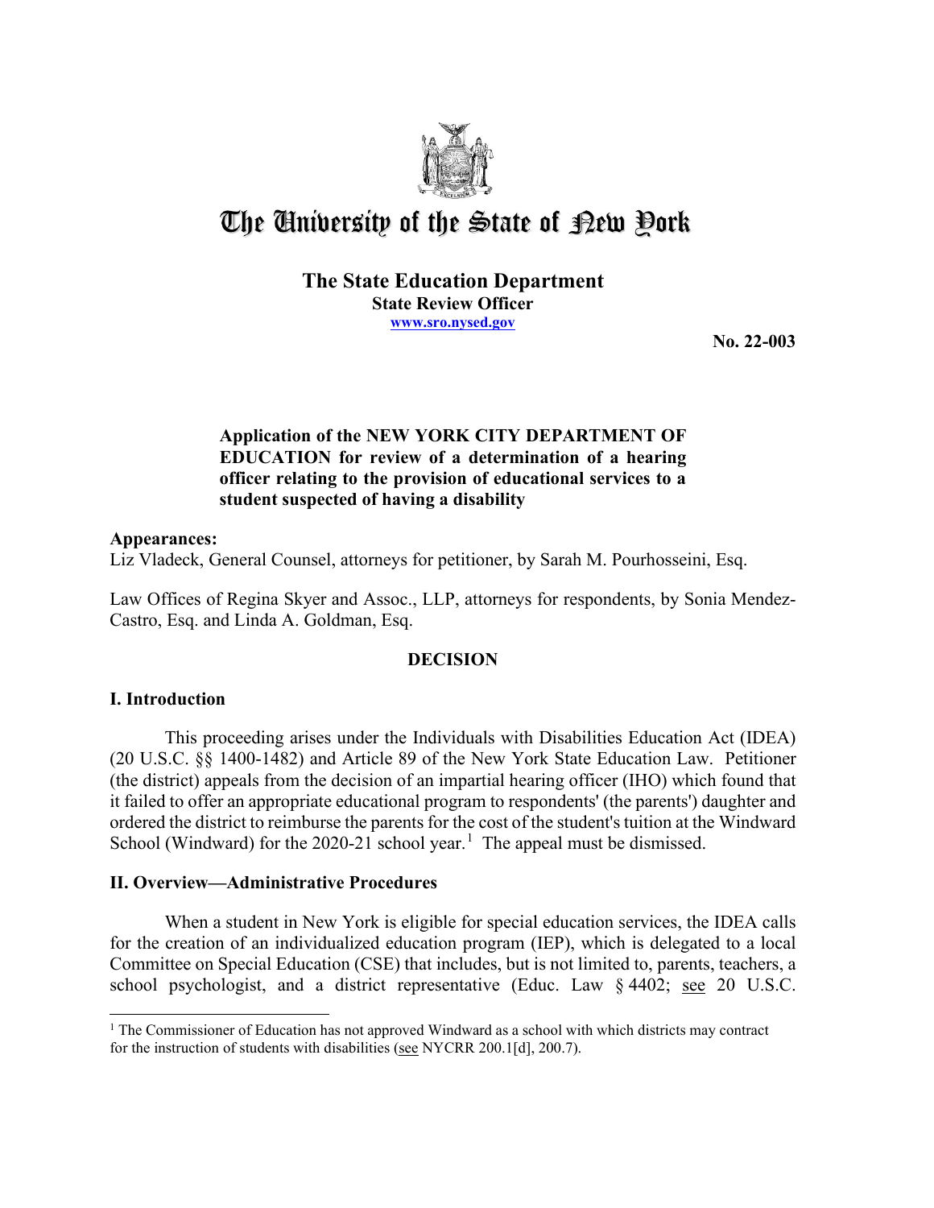# The University of the State of New York

## The State Education Department

**State Review Officer**

**www.sro.nysed.gov**

**No. 22-003**

**Application of the NEW YORK CITY DEPARTMENT OF EDUCATION for review of a determination of a hearing officer relating to the provision of educational services to a student suspected of having a disability**

**Appearances:**

Liz Vladeck, General Counsel, attorneys for petitioner, by Sarah M. Pourhosseini, Esq.

Law Offices of Regina Skyer and Assoc., LLP, attorneys for respondents, by Sonia Mendez-Castro, Esq. and Linda A. Goldman, Esq.

**DECISION**

### I. Introduction

This proceeding arises under the Individuals with Disabilities Education Act (IDEA) (20 U.S.C. §§ 1400-1482) and Article 89 of the New York State Education Law. Petitioner (the district) appeals from the decision of an impartial hearing officer (IHO) which found that it failed to offer an appropriate educational program to respondents' (the parents') daughter and ordered the district to reimburse the parents for the cost of the student's tuition at the Windward School (Windward) for the 2020-21 school year.[1] The appeal must be dismissed.

### II. Overview—Administrative Procedures

When a student in New York is eligible for special education services, the IDEA calls for the creation of an individualized education program (IEP), which is delegated to a local Committee on Special Education (CSE) that includes, but is not limited to, parents, teachers, a school psychologist, and a district representative (Educ. Law § 4402; see 20 U.S.C.

[1] The Commissioner of Education has not approved Windward as a school with which districts may contract for the instruction of students with disabilities (see NYCRR 200.1[d], 200.7).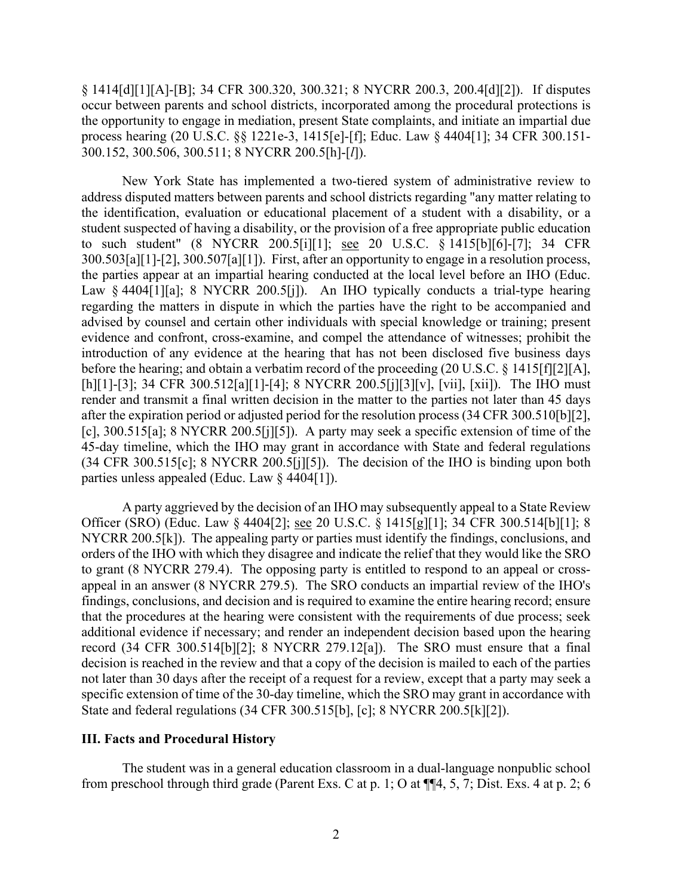§ 1414[d][1][A]-[B]; 34 CFR 300.320, 300.321; 8 NYCRR 200.3, 200.4[d][2]). If disputes occur between parents and school districts, incorporated among the procedural protections is the opportunity to engage in mediation, present State complaints, and initiate an impartial due process hearing (20 U.S.C. §§ 1221e-3, 1415[e]-[f]; Educ. Law § 4404[1]; 34 CFR 300.151-300.152, 300.506, 300.511; 8 NYCRR 200.5[h]-[*l*]).

New York State has implemented a two-tiered system of administrative review to address disputed matters between parents and school districts regarding "any matter relating to the identification, evaluation or educational placement of a student with a disability, or a student suspected of having a disability, or the provision of a free appropriate public education to such student" (8 NYCRR 200.5[i][1]; see 20 U.S.C. § 1415[b][6]-[7]; 34 CFR 300.503[a][1]-[2], 300.507[a][1]). First, after an opportunity to engage in a resolution process, the parties appear at an impartial hearing conducted at the local level before an IHO (Educ. Law § 4404[1][a]; 8 NYCRR 200.5[j]). An IHO typically conducts a trial-type hearing regarding the matters in dispute in which the parties have the right to be accompanied and advised by counsel and certain other individuals with special knowledge or training; present evidence and confront, cross-examine, and compel the attendance of witnesses; prohibit the introduction of any evidence at the hearing that has not been disclosed five business days before the hearing; and obtain a verbatim record of the proceeding (20 U.S.C. § 1415[f][2][A], [h][1]-[3]; 34 CFR 300.512[a][1]-[4]; 8 NYCRR 200.5[j][3][v], [vii], [xii]). The IHO must render and transmit a final written decision in the matter to the parties not later than 45 days after the expiration period or adjusted period for the resolution process (34 CFR 300.510[b][2], [c], 300.515[a]; 8 NYCRR 200.5[j][5]). A party may seek a specific extension of time of the 45-day timeline, which the IHO may grant in accordance with State and federal regulations (34 CFR 300.515[c]; 8 NYCRR 200.5[j][5]). The decision of the IHO is binding upon both parties unless appealed (Educ. Law § 4404[1]).

A party aggrieved by the decision of an IHO may subsequently appeal to a State Review Officer (SRO) (Educ. Law § 4404[2]; see 20 U.S.C. § 1415[g][1]; 34 CFR 300.514[b][1]; 8 NYCRR 200.5[k]). The appealing party or parties must identify the findings, conclusions, and orders of the IHO with which they disagree and indicate the relief that they would like the SRO to grant (8 NYCRR 279.4). The opposing party is entitled to respond to an appeal or cross-appeal in an answer (8 NYCRR 279.5). The SRO conducts an impartial review of the IHO's findings, conclusions, and decision and is required to examine the entire hearing record; ensure that the procedures at the hearing were consistent with the requirements of due process; seek additional evidence if necessary; and render an independent decision based upon the hearing record (34 CFR 300.514[b][2]; 8 NYCRR 279.12[a]). The SRO must ensure that a final decision is reached in the review and that a copy of the decision is mailed to each of the parties not later than 30 days after the receipt of a request for a review, except that a party may seek a specific extension of time of the 30-day timeline, which the SRO may grant in accordance with State and federal regulations (34 CFR 300.515[b], [c]; 8 NYCRR 200.5[k][2]).

## III. Facts and Procedural History

The student was in a general education classroom in a dual-language nonpublic school from preschool through third grade (Parent Exs. C at p. 1; O at ¶¶4, 5, 7; Dist. Exs. 4 at p. 2; 6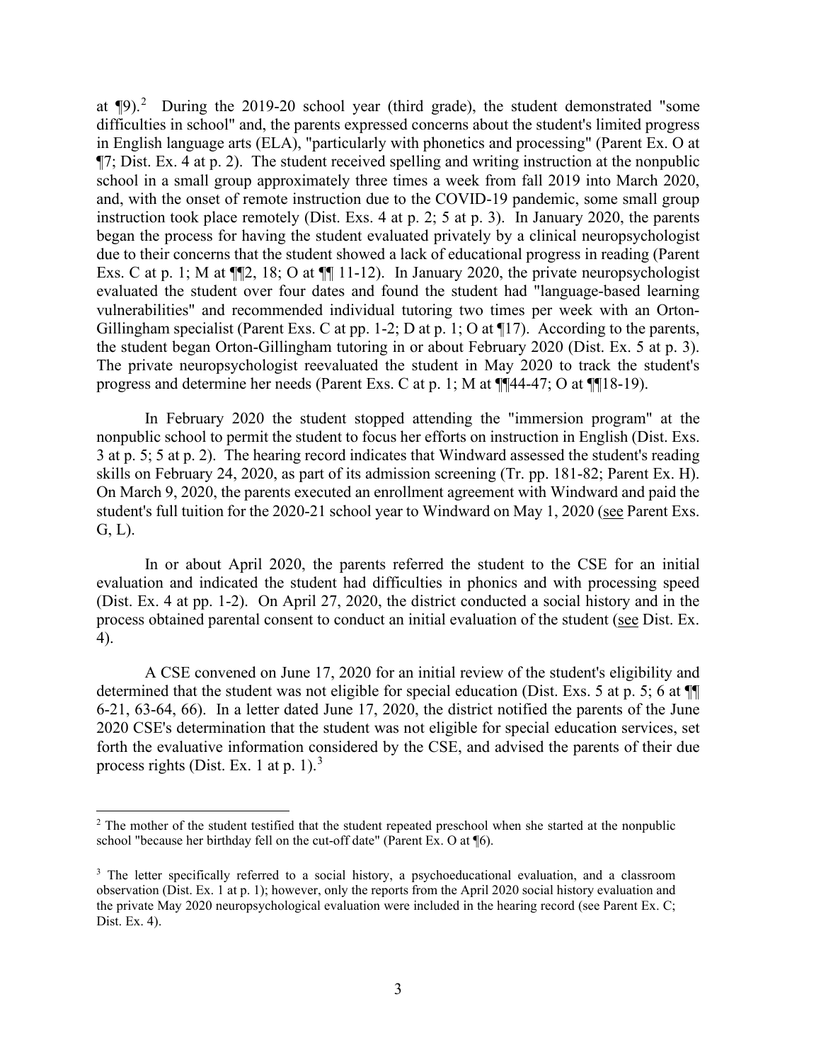at ¶9).[2] During the 2019-20 school year (third grade), the student demonstrated "some difficulties in school" and, the parents expressed concerns about the student's limited progress in English language arts (ELA), "particularly with phonetics and processing" (Parent Ex. O at ¶7; Dist. Ex. 4 at p. 2). The student received spelling and writing instruction at the nonpublic school in a small group approximately three times a week from fall 2019 into March 2020, and, with the onset of remote instruction due to the COVID-19 pandemic, some small group instruction took place remotely (Dist. Exs. 4 at p. 2; 5 at p. 3). In January 2020, the parents began the process for having the student evaluated privately by a clinical neuropsychologist due to their concerns that the student showed a lack of educational progress in reading (Parent Exs. C at p. 1; M at ¶¶2, 18; O at ¶¶ 11-12). In January 2020, the private neuropsychologist evaluated the student over four dates and found the student had "language-based learning vulnerabilities" and recommended individual tutoring two times per week with an Orton-Gillingham specialist (Parent Exs. C at pp. 1-2; D at p. 1; O at ¶17). According to the parents, the student began Orton-Gillingham tutoring in or about February 2020 (Dist. Ex. 5 at p. 3). The private neuropsychologist reevaluated the student in May 2020 to track the student's progress and determine her needs (Parent Exs. C at p. 1; M at ¶¶44-47; O at ¶¶18-19).

In February 2020 the student stopped attending the "immersion program" at the nonpublic school to permit the student to focus her efforts on instruction in English (Dist. Exs. 3 at p. 5; 5 at p. 2). The hearing record indicates that Windward assessed the student's reading skills on February 24, 2020, as part of its admission screening (Tr. pp. 181-82; Parent Ex. H). On March 9, 2020, the parents executed an enrollment agreement with Windward and paid the student's full tuition for the 2020-21 school year to Windward on May 1, 2020 (see Parent Exs. G, L).

In or about April 2020, the parents referred the student to the CSE for an initial evaluation and indicated the student had difficulties in phonics and with processing speed (Dist. Ex. 4 at pp. 1-2). On April 27, 2020, the district conducted a social history and in the process obtained parental consent to conduct an initial evaluation of the student (see Dist. Ex. 4).

A CSE convened on June 17, 2020 for an initial review of the student's eligibility and determined that the student was not eligible for special education (Dist. Exs. 5 at p. 5; 6 at ¶¶ 6-21, 63-64, 66). In a letter dated June 17, 2020, the district notified the parents of the June 2020 CSE's determination that the student was not eligible for special education services, set forth the evaluative information considered by the CSE, and advised the parents of their due process rights (Dist. Ex. 1 at p. 1).[3]

---

[2] The mother of the student testified that the student repeated preschool when she started at the nonpublic school "because her birthday fell on the cut-off date" (Parent Ex. O at ¶6).

[3] The letter specifically referred to a social history, a psychoeducational evaluation, and a classroom observation (Dist. Ex. 1 at p. 1); however, only the reports from the April 2020 social history evaluation and the private May 2020 neuropsychological evaluation were included in the hearing record (see Parent Ex. C; Dist. Ex. 4).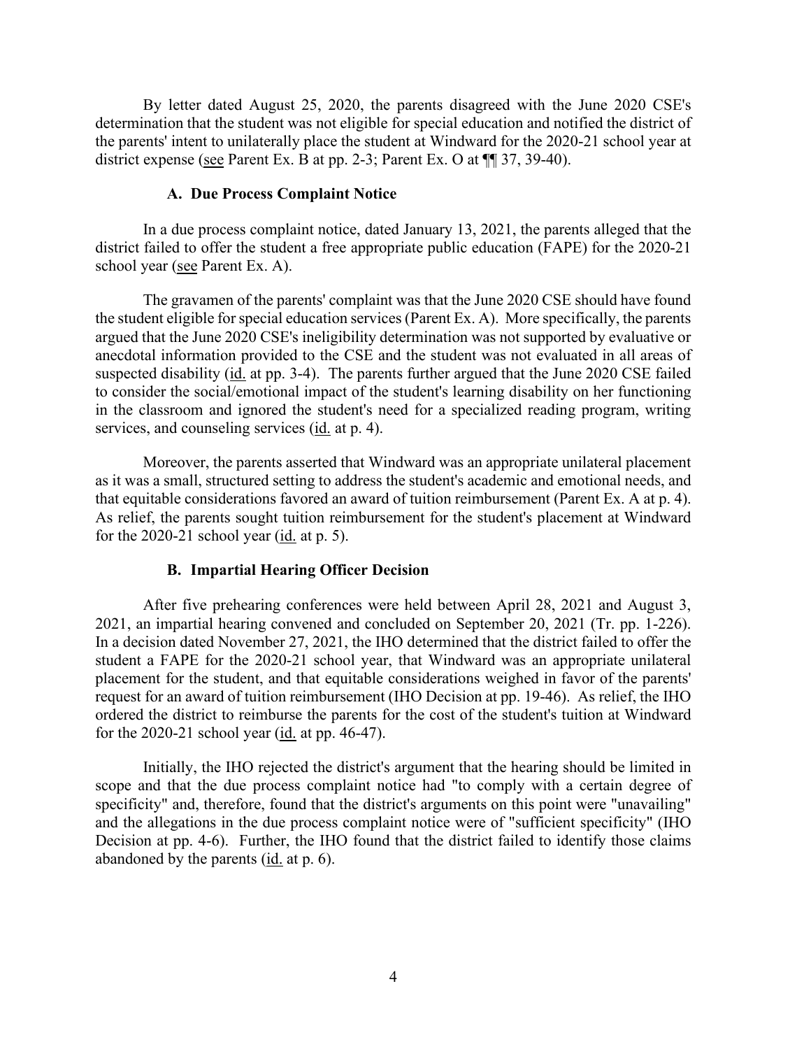By letter dated August 25, 2020, the parents disagreed with the June 2020 CSE's determination that the student was not eligible for special education and notified the district of the parents' intent to unilaterally place the student at Windward for the 2020-21 school year at district expense (see Parent Ex. B at pp. 2-3; Parent Ex. O at ¶¶ 37, 39-40).

### A. Due Process Complaint Notice

In a due process complaint notice, dated January 13, 2021, the parents alleged that the district failed to offer the student a free appropriate public education (FAPE) for the 2020-21 school year (see Parent Ex. A).

The gravamen of the parents' complaint was that the June 2020 CSE should have found the student eligible for special education services (Parent Ex. A). More specifically, the parents argued that the June 2020 CSE's ineligibility determination was not supported by evaluative or anecdotal information provided to the CSE and the student was not evaluated in all areas of suspected disability (id. at pp. 3-4). The parents further argued that the June 2020 CSE failed to consider the social/emotional impact of the student's learning disability on her functioning in the classroom and ignored the student's need for a specialized reading program, writing services, and counseling services (id. at p. 4).

Moreover, the parents asserted that Windward was an appropriate unilateral placement as it was a small, structured setting to address the student's academic and emotional needs, and that equitable considerations favored an award of tuition reimbursement (Parent Ex. A at p. 4). As relief, the parents sought tuition reimbursement for the student's placement at Windward for the 2020-21 school year (id. at p. 5).

### B. Impartial Hearing Officer Decision

After five prehearing conferences were held between April 28, 2021 and August 3, 2021, an impartial hearing convened and concluded on September 20, 2021 (Tr. pp. 1-226). In a decision dated November 27, 2021, the IHO determined that the district failed to offer the student a FAPE for the 2020-21 school year, that Windward was an appropriate unilateral placement for the student, and that equitable considerations weighed in favor of the parents' request for an award of tuition reimbursement (IHO Decision at pp. 19-46). As relief, the IHO ordered the district to reimburse the parents for the cost of the student's tuition at Windward for the 2020-21 school year (id. at pp. 46-47).

Initially, the IHO rejected the district's argument that the hearing should be limited in scope and that the due process complaint notice had "to comply with a certain degree of specificity" and, therefore, found that the district's arguments on this point were "unavailing" and the allegations in the due process complaint notice were of "sufficient specificity" (IHO Decision at pp. 4-6). Further, the IHO found that the district failed to identify those claims abandoned by the parents (id. at p. 6).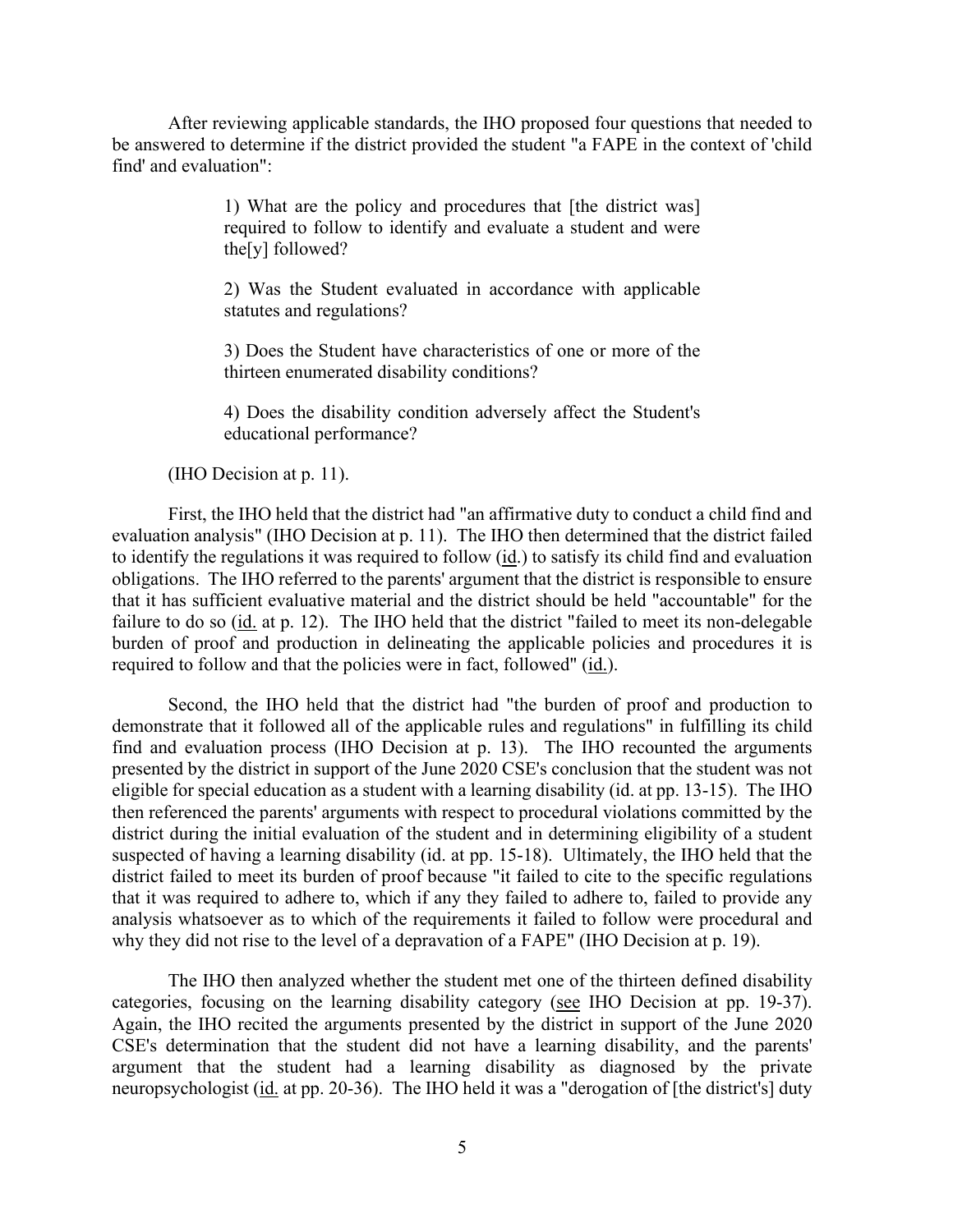After reviewing applicable standards, the IHO proposed four questions that needed to be answered to determine if the district provided the student "a FAPE in the context of 'child find' and evaluation":

> 1) What are the policy and procedures that [the district was] required to follow to identify and evaluate a student and were the[y] followed?
>
> 2) Was the Student evaluated in accordance with applicable statutes and regulations?
>
> 3) Does the Student have characteristics of one or more of the thirteen enumerated disability conditions?
>
> 4) Does the disability condition adversely affect the Student's educational performance?

(IHO Decision at p. 11).

First, the IHO held that the district had "an affirmative duty to conduct a child find and evaluation analysis" (IHO Decision at p. 11). The IHO then determined that the district failed to identify the regulations it was required to follow (id.) to satisfy its child find and evaluation obligations. The IHO referred to the parents' argument that the district is responsible to ensure that it has sufficient evaluative material and the district should be held "accountable" for the failure to do so (id. at p. 12). The IHO held that the district "failed to meet its non-delegable burden of proof and production in delineating the applicable policies and procedures it is required to follow and that the policies were in fact, followed" (id.).

Second, the IHO held that the district had "the burden of proof and production to demonstrate that it followed all of the applicable rules and regulations" in fulfilling its child find and evaluation process (IHO Decision at p. 13). The IHO recounted the arguments presented by the district in support of the June 2020 CSE's conclusion that the student was not eligible for special education as a student with a learning disability (id. at pp. 13-15). The IHO then referenced the parents' arguments with respect to procedural violations committed by the district during the initial evaluation of the student and in determining eligibility of a student suspected of having a learning disability (id. at pp. 15-18). Ultimately, the IHO held that the district failed to meet its burden of proof because "it failed to cite to the specific regulations that it was required to adhere to, which if any they failed to adhere to, failed to provide any analysis whatsoever as to which of the requirements it failed to follow were procedural and why they did not rise to the level of a depravation of a FAPE" (IHO Decision at p. 19).

The IHO then analyzed whether the student met one of the thirteen defined disability categories, focusing on the learning disability category (see IHO Decision at pp. 19-37). Again, the IHO recited the arguments presented by the district in support of the June 2020 CSE's determination that the student did not have a learning disability, and the parents' argument that the student had a learning disability as diagnosed by the private neuropsychologist (id. at pp. 20-36). The IHO held it was a "derogation of [the district's] duty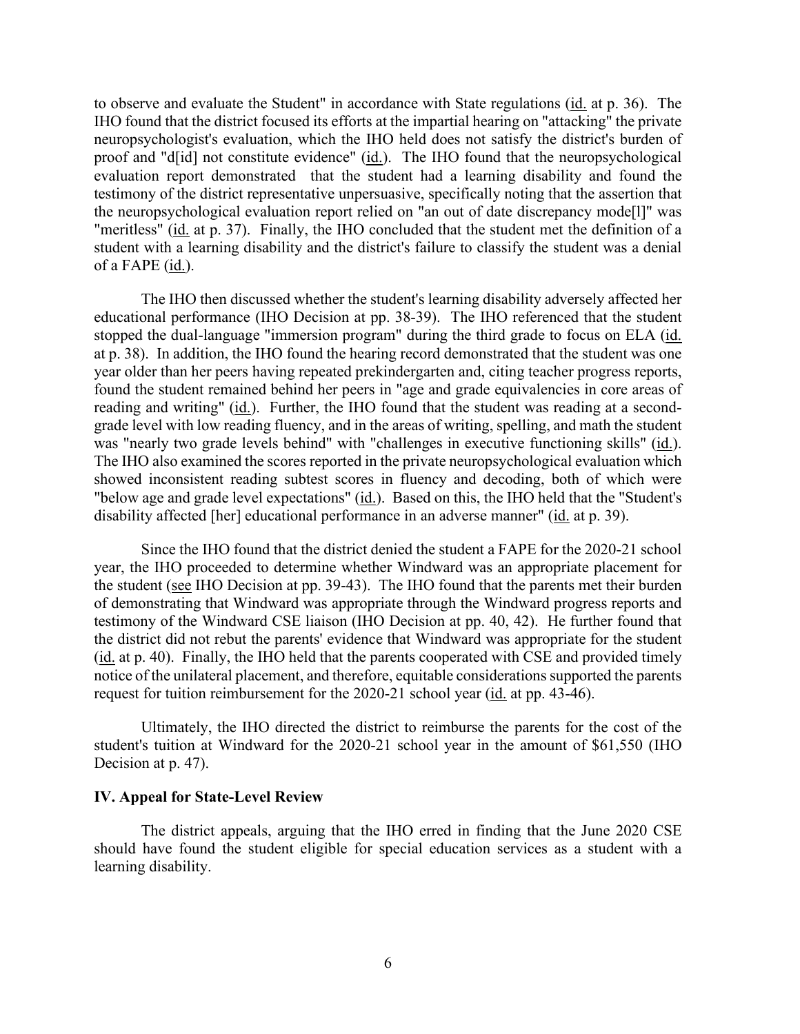to observe and evaluate the Student" in accordance with State regulations (id. at p. 36). The IHO found that the district focused its efforts at the impartial hearing on "attacking" the private neuropsychologist's evaluation, which the IHO held does not satisfy the district's burden of proof and "d[id] not constitute evidence" (id.). The IHO found that the neuropsychological evaluation report demonstrated that the student had a learning disability and found the testimony of the district representative unpersuasive, specifically noting that the assertion that the neuropsychological evaluation report relied on "an out of date discrepancy mode[l]" was "meritless" (id. at p. 37). Finally, the IHO concluded that the student met the definition of a student with a learning disability and the district's failure to classify the student was a denial of a FAPE (id.).

The IHO then discussed whether the student's learning disability adversely affected her educational performance (IHO Decision at pp. 38-39). The IHO referenced that the student stopped the dual-language "immersion program" during the third grade to focus on ELA (id. at p. 38). In addition, the IHO found the hearing record demonstrated that the student was one year older than her peers having repeated prekindergarten and, citing teacher progress reports, found the student remained behind her peers in "age and grade equivalencies in core areas of reading and writing" (id.). Further, the IHO found that the student was reading at a second-grade level with low reading fluency, and in the areas of writing, spelling, and math the student was "nearly two grade levels behind" with "challenges in executive functioning skills" (id.). The IHO also examined the scores reported in the private neuropsychological evaluation which showed inconsistent reading subtest scores in fluency and decoding, both of which were "below age and grade level expectations" (id.). Based on this, the IHO held that the "Student's disability affected [her] educational performance in an adverse manner" (id. at p. 39).

Since the IHO found that the district denied the student a FAPE for the 2020-21 school year, the IHO proceeded to determine whether Windward was an appropriate placement for the student (see IHO Decision at pp. 39-43). The IHO found that the parents met their burden of demonstrating that Windward was appropriate through the Windward progress reports and testimony of the Windward CSE liaison (IHO Decision at pp. 40, 42). He further found that the district did not rebut the parents' evidence that Windward was appropriate for the student (id. at p. 40). Finally, the IHO held that the parents cooperated with CSE and provided timely notice of the unilateral placement, and therefore, equitable considerations supported the parents request for tuition reimbursement for the 2020-21 school year (id. at pp. 43-46).

Ultimately, the IHO directed the district to reimburse the parents for the cost of the student's tuition at Windward for the 2020-21 school year in the amount of $61,550 (IHO Decision at p. 47).

## IV. Appeal for State-Level Review

The district appeals, arguing that the IHO erred in finding that the June 2020 CSE should have found the student eligible for special education services as a student with a learning disability.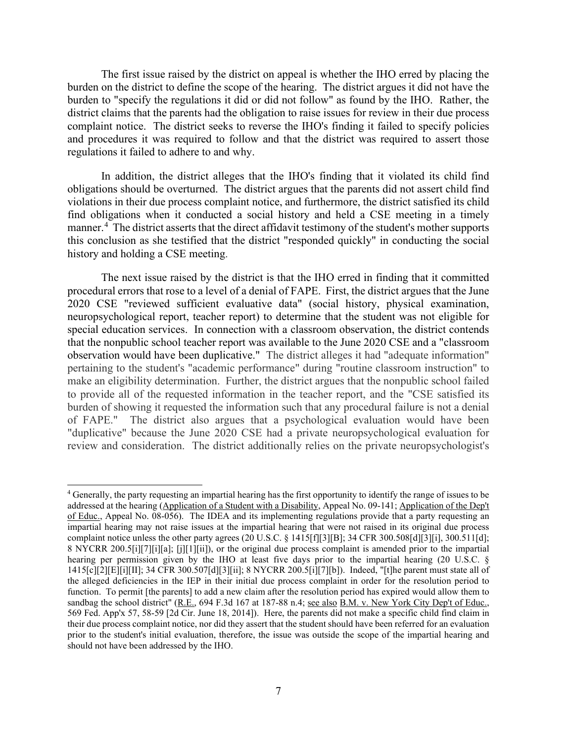The first issue raised by the district on appeal is whether the IHO erred by placing the burden on the district to define the scope of the hearing. The district argues it did not have the burden to "specify the regulations it did or did not follow" as found by the IHO. Rather, the district claims that the parents had the obligation to raise issues for review in their due process complaint notice. The district seeks to reverse the IHO's finding it failed to specify policies and procedures it was required to follow and that the district was required to assert those regulations it failed to adhere to and why.

In addition, the district alleges that the IHO's finding that it violated its child find obligations should be overturned. The district argues that the parents did not assert child find violations in their due process complaint notice, and furthermore, the district satisfied its child find obligations when it conducted a social history and held a CSE meeting in a timely manner.[4] The district asserts that the direct affidavit testimony of the student's mother supports this conclusion as she testified that the district "responded quickly" in conducting the social history and holding a CSE meeting.

The next issue raised by the district is that the IHO erred in finding that it committed procedural errors that rose to a level of a denial of FAPE. First, the district argues that the June 2020 CSE "reviewed sufficient evaluative data" (social history, physical examination, neuropsychological report, teacher report) to determine that the student was not eligible for special education services. In connection with a classroom observation, the district contends that the nonpublic school teacher report was available to the June 2020 CSE and a "classroom observation would have been duplicative." The district alleges it had "adequate information" pertaining to the student's "academic performance" during "routine classroom instruction" to make an eligibility determination. Further, the district argues that the nonpublic school failed to provide all of the requested information in the teacher report, and the "CSE satisfied its burden of showing it requested the information such that any procedural failure is not a denial of FAPE." The district also argues that a psychological evaluation would have been "duplicative" because the June 2020 CSE had a private neuropsychological evaluation for review and consideration. The district additionally relies on the private neuropsychologist's

---

[4] Generally, the party requesting an impartial hearing has the first opportunity to identify the range of issues to be addressed at the hearing (Application of a Student with a Disability, Appeal No. 09-141; Application of the Dep't of Educ., Appeal No. 08-056). The IDEA and its implementing regulations provide that a party requesting an impartial hearing may not raise issues at the impartial hearing that were not raised in its original due process complaint notice unless the other party agrees (20 U.S.C. § 1415[f][3][B]; 34 CFR 300.508[d][3][i], 300.511[d]; 8 NYCRR 200.5[i][7][i][a]; [j][1][ii]), or the original due process complaint is amended prior to the impartial hearing per permission given by the IHO at least five days prior to the impartial hearing (20 U.S.C. § 1415[c][2][E][i][II]; 34 CFR 300.507[d][3][ii]; 8 NYCRR 200.5[i][7][b]). Indeed, "[t]he parent must state all of the alleged deficiencies in the IEP in their initial due process complaint in order for the resolution period to function. To permit [the parents] to add a new claim after the resolution period has expired would allow them to sandbag the school district" (R.E., 694 F.3d 167 at 187-88 n.4; see also B.M. v. New York City Dep't of Educ., 569 Fed. App'x 57, 58-59 [2d Cir. June 18, 2014]). Here, the parents did not make a specific child find claim in their due process complaint notice, nor did they assert that the student should have been referred for an evaluation prior to the student's initial evaluation, therefore, the issue was outside the scope of the impartial hearing and should not have been addressed by the IHO.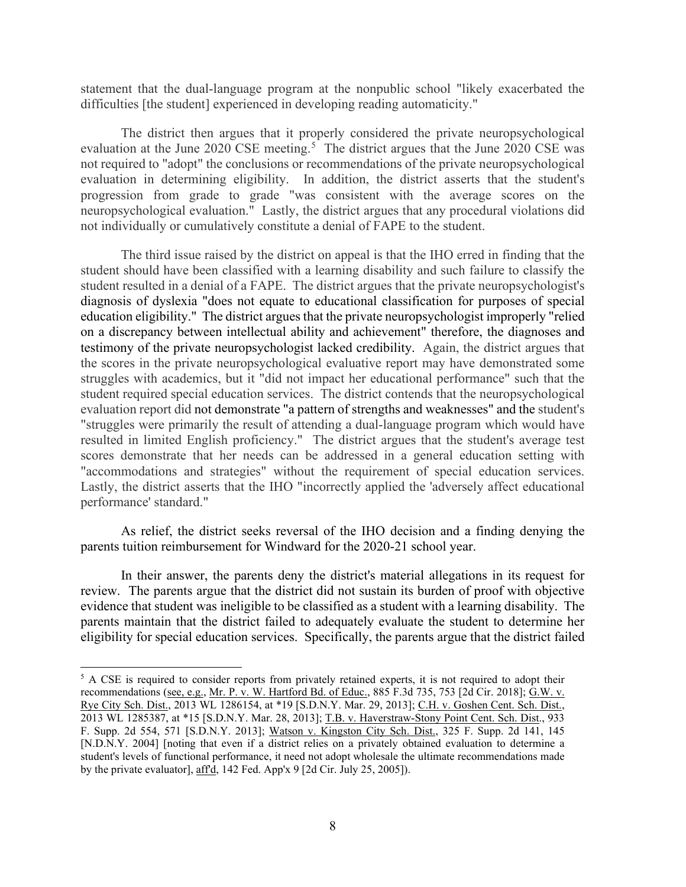statement that the dual-language program at the nonpublic school "likely exacerbated the difficulties [the student] experienced in developing reading automaticity."

The district then argues that it properly considered the private neuropsychological evaluation at the June 2020 CSE meeting.[5] The district argues that the June 2020 CSE was not required to "adopt" the conclusions or recommendations of the private neuropsychological evaluation in determining eligibility. In addition, the district asserts that the student's progression from grade to grade "was consistent with the average scores on the neuropsychological evaluation." Lastly, the district argues that any procedural violations did not individually or cumulatively constitute a denial of FAPE to the student.

The third issue raised by the district on appeal is that the IHO erred in finding that the student should have been classified with a learning disability and such failure to classify the student resulted in a denial of a FAPE. The district argues that the private neuropsychologist's diagnosis of dyslexia "does not equate to educational classification for purposes of special education eligibility." The district argues that the private neuropsychologist improperly "relied on a discrepancy between intellectual ability and achievement" therefore, the diagnoses and testimony of the private neuropsychologist lacked credibility. Again, the district argues that the scores in the private neuropsychological evaluative report may have demonstrated some struggles with academics, but it "did not impact her educational performance" such that the student required special education services. The district contends that the neuropsychological evaluation report did not demonstrate "a pattern of strengths and weaknesses" and the student's "struggles were primarily the result of attending a dual-language program which would have resulted in limited English proficiency." The district argues that the student's average test scores demonstrate that her needs can be addressed in a general education setting with "accommodations and strategies" without the requirement of special education services. Lastly, the district asserts that the IHO "incorrectly applied the 'adversely affect educational performance' standard."

As relief, the district seeks reversal of the IHO decision and a finding denying the parents tuition reimbursement for Windward for the 2020-21 school year.

In their answer, the parents deny the district's material allegations in its request for review. The parents argue that the district did not sustain its burden of proof with objective evidence that student was ineligible to be classified as a student with a learning disability. The parents maintain that the district failed to adequately evaluate the student to determine her eligibility for special education services. Specifically, the parents argue that the district failed

---

[5] A CSE is required to consider reports from privately retained experts, it is not required to adopt their recommendations (see, e.g., Mr. P. v. W. Hartford Bd. of Educ., 885 F.3d 735, 753 [2d Cir. 2018]; G.W. v. Rye City Sch. Dist., 2013 WL 1286154, at *19 [S.D.N.Y. Mar. 29, 2013]; C.H. v. Goshen Cent. Sch. Dist., 2013 WL 1285387, at *15 [S.D.N.Y. Mar. 28, 2013]; T.B. v. Haverstraw-Stony Point Cent. Sch. Dist., 933 F. Supp. 2d 554, 571 [S.D.N.Y. 2013]; Watson v. Kingston City Sch. Dist., 325 F. Supp. 2d 141, 145 [N.D.N.Y. 2004] [noting that even if a district relies on a privately obtained evaluation to determine a student's levels of functional performance, it need not adopt wholesale the ultimate recommendations made by the private evaluator], aff'd, 142 Fed. App'x 9 [2d Cir. July 25, 2005]).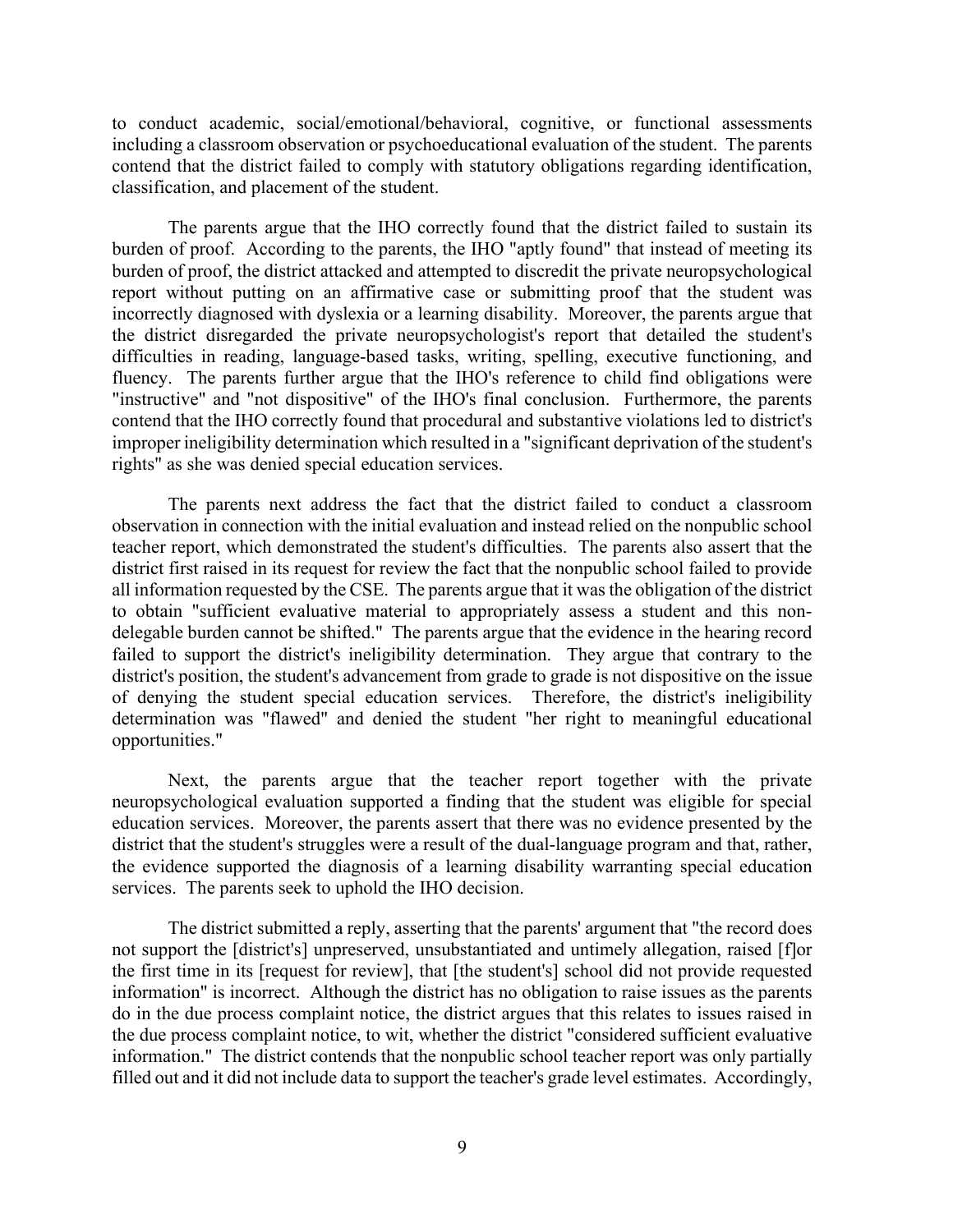to conduct academic, social/emotional/behavioral, cognitive, or functional assessments including a classroom observation or psychoeducational evaluation of the student. The parents contend that the district failed to comply with statutory obligations regarding identification, classification, and placement of the student.

The parents argue that the IHO correctly found that the district failed to sustain its burden of proof. According to the parents, the IHO "aptly found" that instead of meeting its burden of proof, the district attacked and attempted to discredit the private neuropsychological report without putting on an affirmative case or submitting proof that the student was incorrectly diagnosed with dyslexia or a learning disability. Moreover, the parents argue that the district disregarded the private neuropsychologist's report that detailed the student's difficulties in reading, language-based tasks, writing, spelling, executive functioning, and fluency. The parents further argue that the IHO's reference to child find obligations were "instructive" and "not dispositive" of the IHO's final conclusion. Furthermore, the parents contend that the IHO correctly found that procedural and substantive violations led to district's improper ineligibility determination which resulted in a "significant deprivation of the student's rights" as she was denied special education services.

The parents next address the fact that the district failed to conduct a classroom observation in connection with the initial evaluation and instead relied on the nonpublic school teacher report, which demonstrated the student's difficulties. The parents also assert that the district first raised in its request for review the fact that the nonpublic school failed to provide all information requested by the CSE. The parents argue that it was the obligation of the district to obtain "sufficient evaluative material to appropriately assess a student and this non-delegable burden cannot be shifted." The parents argue that the evidence in the hearing record failed to support the district's ineligibility determination. They argue that contrary to the district's position, the student's advancement from grade to grade is not dispositive on the issue of denying the student special education services. Therefore, the district's ineligibility determination was "flawed" and denied the student "her right to meaningful educational opportunities."

Next, the parents argue that the teacher report together with the private neuropsychological evaluation supported a finding that the student was eligible for special education services. Moreover, the parents assert that there was no evidence presented by the district that the student's struggles were a result of the dual-language program and that, rather, the evidence supported the diagnosis of a learning disability warranting special education services. The parents seek to uphold the IHO decision.

The district submitted a reply, asserting that the parents' argument that "the record does not support the [district's] unpreserved, unsubstantiated and untimely allegation, raised [f]or the first time in its [request for review], that [the student's] school did not provide requested information" is incorrect. Although the district has no obligation to raise issues as the parents do in the due process complaint notice, the district argues that this relates to issues raised in the due process complaint notice, to wit, whether the district "considered sufficient evaluative information." The district contends that the nonpublic school teacher report was only partially filled out and it did not include data to support the teacher's grade level estimates. Accordingly,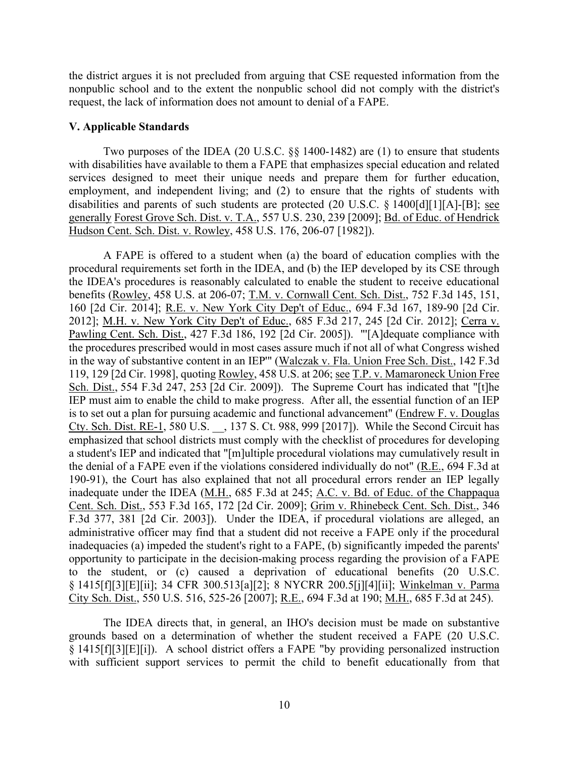the district argues it is not precluded from arguing that CSE requested information from the nonpublic school and to the extent the nonpublic school did not comply with the district's request, the lack of information does not amount to denial of a FAPE.

### V. Applicable Standards

Two purposes of the IDEA (20 U.S.C. §§ 1400-1482) are (1) to ensure that students with disabilities have available to them a FAPE that emphasizes special education and related services designed to meet their unique needs and prepare them for further education, employment, and independent living; and (2) to ensure that the rights of students with disabilities and parents of such students are protected (20 U.S.C. § 1400[d][1][A]-[B]; see generally Forest Grove Sch. Dist. v. T.A., 557 U.S. 230, 239 [2009]; Bd. of Educ. of Hendrick Hudson Cent. Sch. Dist. v. Rowley, 458 U.S. 176, 206-07 [1982]).

A FAPE is offered to a student when (a) the board of education complies with the procedural requirements set forth in the IDEA, and (b) the IEP developed by its CSE through the IDEA's procedures is reasonably calculated to enable the student to receive educational benefits (Rowley, 458 U.S. at 206-07; T.M. v. Cornwall Cent. Sch. Dist., 752 F.3d 145, 151, 160 [2d Cir. 2014]; R.E. v. New York City Dep't of Educ., 694 F.3d 167, 189-90 [2d Cir. 2012]; M.H. v. New York City Dep't of Educ., 685 F.3d 217, 245 [2d Cir. 2012]; Cerra v. Pawling Cent. Sch. Dist., 427 F.3d 186, 192 [2d Cir. 2005]). "'[A]dequate compliance with the procedures prescribed would in most cases assure much if not all of what Congress wished in the way of substantive content in an IEP'" (Walczak v. Fla. Union Free Sch. Dist., 142 F.3d 119, 129 [2d Cir. 1998], quoting Rowley, 458 U.S. at 206; see T.P. v. Mamaroneck Union Free Sch. Dist., 554 F.3d 247, 253 [2d Cir. 2009]). The Supreme Court has indicated that "[t]he IEP must aim to enable the child to make progress. After all, the essential function of an IEP is to set out a plan for pursuing academic and functional advancement" (Endrew F. v. Douglas Cty. Sch. Dist. RE-1, 580 U.S. __, 137 S. Ct. 988, 999 [2017]). While the Second Circuit has emphasized that school districts must comply with the checklist of procedures for developing a student's IEP and indicated that "[m]ultiple procedural violations may cumulatively result in the denial of a FAPE even if the violations considered individually do not" (R.E., 694 F.3d at 190-91), the Court has also explained that not all procedural errors render an IEP legally inadequate under the IDEA (M.H., 685 F.3d at 245; A.C. v. Bd. of Educ. of the Chappaqua Cent. Sch. Dist., 553 F.3d 165, 172 [2d Cir. 2009]; Grim v. Rhinebeck Cent. Sch. Dist., 346 F.3d 377, 381 [2d Cir. 2003]). Under the IDEA, if procedural violations are alleged, an administrative officer may find that a student did not receive a FAPE only if the procedural inadequacies (a) impeded the student's right to a FAPE, (b) significantly impeded the parents' opportunity to participate in the decision-making process regarding the provision of a FAPE to the student, or (c) caused a deprivation of educational benefits (20 U.S.C. § 1415[f][3][E][ii]; 34 CFR 300.513[a][2]; 8 NYCRR 200.5[j][4][ii]; Winkelman v. Parma City Sch. Dist., 550 U.S. 516, 525-26 [2007]; R.E., 694 F.3d at 190; M.H., 685 F.3d at 245).

The IDEA directs that, in general, an IHO's decision must be made on substantive grounds based on a determination of whether the student received a FAPE (20 U.S.C. § 1415[f][3][E][i]). A school district offers a FAPE "by providing personalized instruction with sufficient support services to permit the child to benefit educationally from that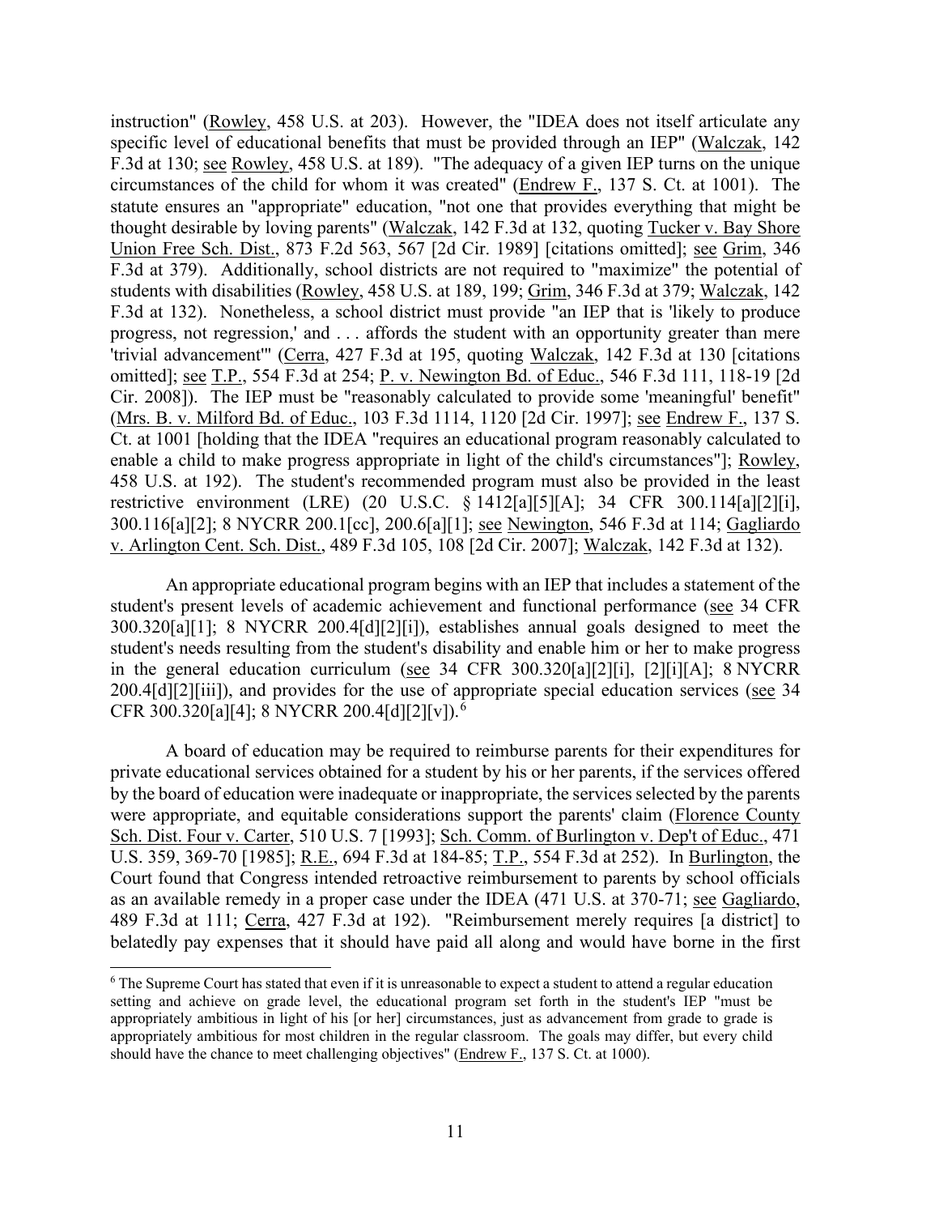instruction" (Rowley, 458 U.S. at 203). However, the "IDEA does not itself articulate any specific level of educational benefits that must be provided through an IEP" (Walczak, 142 F.3d at 130; see Rowley, 458 U.S. at 189). "The adequacy of a given IEP turns on the unique circumstances of the child for whom it was created" (Endrew F., 137 S. Ct. at 1001). The statute ensures an "appropriate" education, "not one that provides everything that might be thought desirable by loving parents" (Walczak, 142 F.3d at 132, quoting Tucker v. Bay Shore Union Free Sch. Dist., 873 F.2d 563, 567 [2d Cir. 1989] [citations omitted]; see Grim, 346 F.3d at 379). Additionally, school districts are not required to "maximize" the potential of students with disabilities (Rowley, 458 U.S. at 189, 199; Grim, 346 F.3d at 379; Walczak, 142 F.3d at 132). Nonetheless, a school district must provide "an IEP that is 'likely to produce progress, not regression,' and . . . affords the student with an opportunity greater than mere 'trivial advancement'" (Cerra, 427 F.3d at 195, quoting Walczak, 142 F.3d at 130 [citations omitted]; see T.P., 554 F.3d at 254; P. v. Newington Bd. of Educ., 546 F.3d 111, 118-19 [2d Cir. 2008]). The IEP must be "reasonably calculated to provide some 'meaningful' benefit" (Mrs. B. v. Milford Bd. of Educ., 103 F.3d 1114, 1120 [2d Cir. 1997]; see Endrew F., 137 S. Ct. at 1001 [holding that the IDEA "requires an educational program reasonably calculated to enable a child to make progress appropriate in light of the child's circumstances"]; Rowley, 458 U.S. at 192). The student's recommended program must also be provided in the least restrictive environment (LRE) (20 U.S.C. § 1412[a][5][A]; 34 CFR 300.114[a][2][i], 300.116[a][2]; 8 NYCRR 200.1[cc], 200.6[a][1]; see Newington, 546 F.3d at 114; Gagliardo v. Arlington Cent. Sch. Dist., 489 F.3d 105, 108 [2d Cir. 2007]; Walczak, 142 F.3d at 132).

An appropriate educational program begins with an IEP that includes a statement of the student's present levels of academic achievement and functional performance (see 34 CFR 300.320[a][1]; 8 NYCRR 200.4[d][2][i]), establishes annual goals designed to meet the student's needs resulting from the student's disability and enable him or her to make progress in the general education curriculum (see 34 CFR 300.320[a][2][i], [2][i][A]; 8 NYCRR 200.4[d][2][iii]), and provides for the use of appropriate special education services (see 34 CFR 300.320[a][4]; 8 NYCRR 200.4[d][2][v]).[6]

A board of education may be required to reimburse parents for their expenditures for private educational services obtained for a student by his or her parents, if the services offered by the board of education were inadequate or inappropriate, the services selected by the parents were appropriate, and equitable considerations support the parents' claim (Florence County Sch. Dist. Four v. Carter, 510 U.S. 7 [1993]; Sch. Comm. of Burlington v. Dep't of Educ., 471 U.S. 359, 369-70 [1985]; R.E., 694 F.3d at 184-85; T.P., 554 F.3d at 252). In Burlington, the Court found that Congress intended retroactive reimbursement to parents by school officials as an available remedy in a proper case under the IDEA (471 U.S. at 370-71; see Gagliardo, 489 F.3d at 111; Cerra, 427 F.3d at 192). "Reimbursement merely requires [a district] to belatedly pay expenses that it should have paid all along and would have borne in the first

[6] The Supreme Court has stated that even if it is unreasonable to expect a student to attend a regular education setting and achieve on grade level, the educational program set forth in the student's IEP "must be appropriately ambitious in light of his [or her] circumstances, just as advancement from grade to grade is appropriately ambitious for most children in the regular classroom. The goals may differ, but every child should have the chance to meet challenging objectives" (Endrew F., 137 S. Ct. at 1000).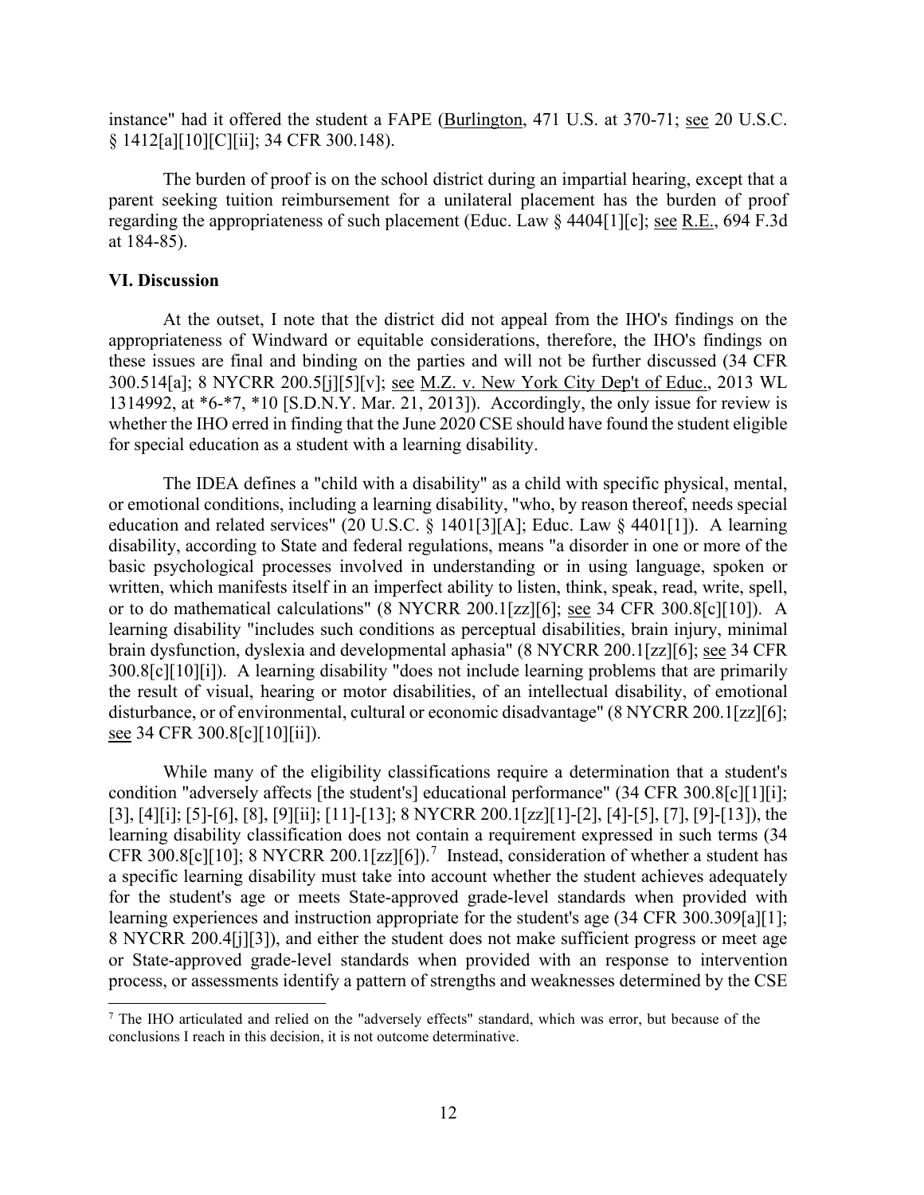instance" had it offered the student a FAPE (Burlington, 471 U.S. at 370-71; see 20 U.S.C. § 1412[a][10][C][ii]; 34 CFR 300.148).

The burden of proof is on the school district during an impartial hearing, except that a parent seeking tuition reimbursement for a unilateral placement has the burden of proof regarding the appropriateness of such placement (Educ. Law § 4404[1][c]; see R.E., 694 F.3d at 184-85).

### VI. Discussion

At the outset, I note that the district did not appeal from the IHO's findings on the appropriateness of Windward or equitable considerations, therefore, the IHO's findings on these issues are final and binding on the parties and will not be further discussed (34 CFR 300.514[a]; 8 NYCRR 200.5[j][5][v]; see M.Z. v. New York City Dep't of Educ., 2013 WL 1314992, at *6-*7, *10 [S.D.N.Y. Mar. 21, 2013]). Accordingly, the only issue for review is whether the IHO erred in finding that the June 2020 CSE should have found the student eligible for special education as a student with a learning disability.

The IDEA defines a "child with a disability" as a child with specific physical, mental, or emotional conditions, including a learning disability, "who, by reason thereof, needs special education and related services" (20 U.S.C. § 1401[3][A]; Educ. Law § 4401[1]). A learning disability, according to State and federal regulations, means "a disorder in one or more of the basic psychological processes involved in understanding or in using language, spoken or written, which manifests itself in an imperfect ability to listen, think, speak, read, write, spell, or to do mathematical calculations" (8 NYCRR 200.1[zz][6]; see 34 CFR 300.8[c][10]). A learning disability "includes such conditions as perceptual disabilities, brain injury, minimal brain dysfunction, dyslexia and developmental aphasia" (8 NYCRR 200.1[zz][6]; see 34 CFR 300.8[c][10][i]). A learning disability "does not include learning problems that are primarily the result of visual, hearing or motor disabilities, of an intellectual disability, of emotional disturbance, or of environmental, cultural or economic disadvantage" (8 NYCRR 200.1[zz][6]; see 34 CFR 300.8[c][10][ii]).

While many of the eligibility classifications require a determination that a student's condition "adversely affects [the student's] educational performance" (34 CFR 300.8[c][1][i]; [3], [4][i]; [5]-[6], [8], [9][ii]; [11]-[13]; 8 NYCRR 200.1[zz][1]-[2], [4]-[5], [7], [9]-[13]), the learning disability classification does not contain a requirement expressed in such terms (34 CFR 300.8[c][10]; 8 NYCRR 200.1[zz][6]).[7] Instead, consideration of whether a student has a specific learning disability must take into account whether the student achieves adequately for the student's age or meets State-approved grade-level standards when provided with learning experiences and instruction appropriate for the student's age (34 CFR 300.309[a][1]; 8 NYCRR 200.4[j][3]), and either the student does not make sufficient progress or meet age or State-approved grade-level standards when provided with an response to intervention process, or assessments identify a pattern of strengths and weaknesses determined by the CSE

[7] The IHO articulated and relied on the "adversely effects" standard, which was error, but because of the conclusions I reach in this decision, it is not outcome determinative.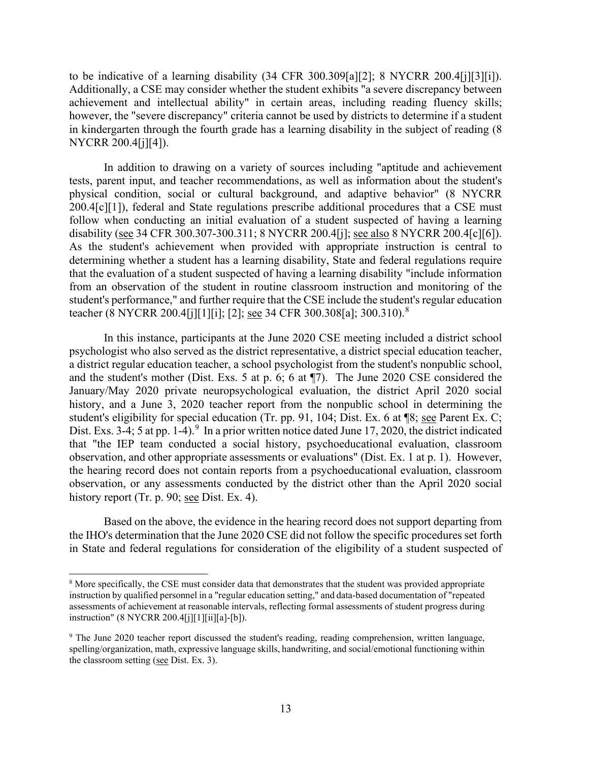to be indicative of a learning disability (34 CFR 300.309[a][2]; 8 NYCRR 200.4[j][3][i]). Additionally, a CSE may consider whether the student exhibits "a severe discrepancy between achievement and intellectual ability" in certain areas, including reading fluency skills; however, the "severe discrepancy" criteria cannot be used by districts to determine if a student in kindergarten through the fourth grade has a learning disability in the subject of reading (8 NYCRR 200.4[j][4]).

In addition to drawing on a variety of sources including "aptitude and achievement tests, parent input, and teacher recommendations, as well as information about the student's physical condition, social or cultural background, and adaptive behavior" (8 NYCRR 200.4[c][1]), federal and State regulations prescribe additional procedures that a CSE must follow when conducting an initial evaluation of a student suspected of having a learning disability (see 34 CFR 300.307-300.311; 8 NYCRR 200.4[j]; see also 8 NYCRR 200.4[c][6]). As the student's achievement when provided with appropriate instruction is central to determining whether a student has a learning disability, State and federal regulations require that the evaluation of a student suspected of having a learning disability "include information from an observation of the student in routine classroom instruction and monitoring of the student's performance," and further require that the CSE include the student's regular education teacher (8 NYCRR 200.4[j][1][i]; [2]; see 34 CFR 300.308[a]; 300.310).[8]

In this instance, participants at the June 2020 CSE meeting included a district school psychologist who also served as the district representative, a district special education teacher, a district regular education teacher, a school psychologist from the student's nonpublic school, and the student's mother (Dist. Exs. 5 at p. 6; 6 at ¶7). The June 2020 CSE considered the January/May 2020 private neuropsychological evaluation, the district April 2020 social history, and a June 3, 2020 teacher report from the nonpublic school in determining the student's eligibility for special education (Tr. pp. 91, 104; Dist. Ex. 6 at ¶8; see Parent Ex. C; Dist. Exs. 3-4; 5 at pp. 1-4).[9] In a prior written notice dated June 17, 2020, the district indicated that "the IEP team conducted a social history, psychoeducational evaluation, classroom observation, and other appropriate assessments or evaluations" (Dist. Ex. 1 at p. 1). However, the hearing record does not contain reports from a psychoeducational evaluation, classroom observation, or any assessments conducted by the district other than the April 2020 social history report (Tr. p. 90; see Dist. Ex. 4).

Based on the above, the evidence in the hearing record does not support departing from the IHO's determination that the June 2020 CSE did not follow the specific procedures set forth in State and federal regulations for consideration of the eligibility of a student suspected of

---

[8] More specifically, the CSE must consider data that demonstrates that the student was provided appropriate instruction by qualified personnel in a "regular education setting," and data-based documentation of "repeated assessments of achievement at reasonable intervals, reflecting formal assessments of student progress during instruction" (8 NYCRR 200.4[j][1][ii][a]-[b]).

[9] The June 2020 teacher report discussed the student's reading, reading comprehension, written language, spelling/organization, math, expressive language skills, handwriting, and social/emotional functioning within the classroom setting (see Dist. Ex. 3).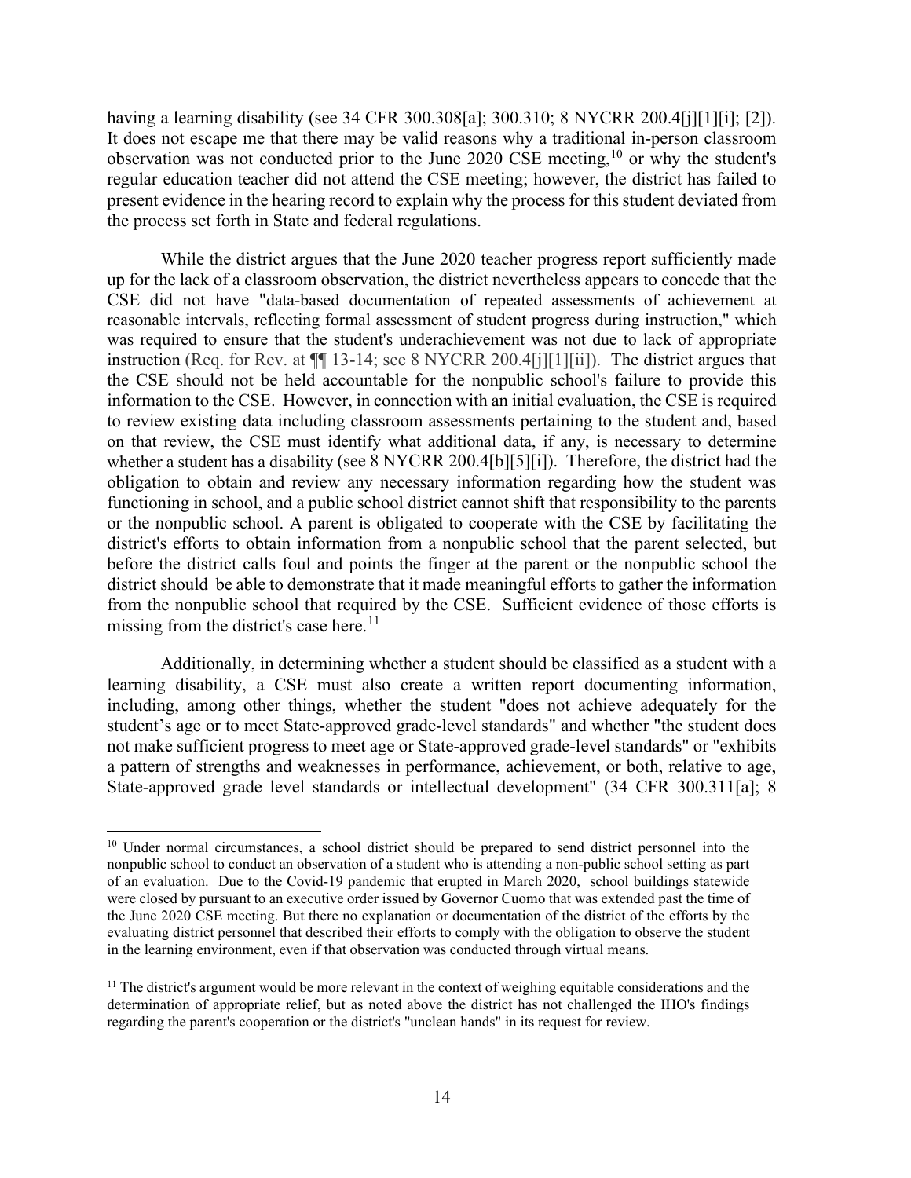having a learning disability (see 34 CFR 300.308[a]; 300.310; 8 NYCRR 200.4[j][1][i]; [2]). It does not escape me that there may be valid reasons why a traditional in-person classroom observation was not conducted prior to the June 2020 CSE meeting,[10] or why the student's regular education teacher did not attend the CSE meeting; however, the district has failed to present evidence in the hearing record to explain why the process for this student deviated from the process set forth in State and federal regulations.

While the district argues that the June 2020 teacher progress report sufficiently made up for the lack of a classroom observation, the district nevertheless appears to concede that the CSE did not have "data-based documentation of repeated assessments of achievement at reasonable intervals, reflecting formal assessment of student progress during instruction," which was required to ensure that the student's underachievement was not due to lack of appropriate instruction (Req. for Rev. at ¶¶ 13-14; see 8 NYCRR 200.4[j][1][ii]). The district argues that the CSE should not be held accountable for the nonpublic school's failure to provide this information to the CSE. However, in connection with an initial evaluation, the CSE is required to review existing data including classroom assessments pertaining to the student and, based on that review, the CSE must identify what additional data, if any, is necessary to determine whether a student has a disability (see 8 NYCRR 200.4[b][5][i]). Therefore, the district had the obligation to obtain and review any necessary information regarding how the student was functioning in school, and a public school district cannot shift that responsibility to the parents or the nonpublic school. A parent is obligated to cooperate with the CSE by facilitating the district's efforts to obtain information from a nonpublic school that the parent selected, but before the district calls foul and points the finger at the parent or the nonpublic school the district should be able to demonstrate that it made meaningful efforts to gather the information from the nonpublic school that required by the CSE. Sufficient evidence of those efforts is missing from the district's case here.[11]

Additionally, in determining whether a student should be classified as a student with a learning disability, a CSE must also create a written report documenting information, including, among other things, whether the student "does not achieve adequately for the student's age or to meet State-approved grade-level standards" and whether "the student does not make sufficient progress to meet age or State-approved grade-level standards" or "exhibits a pattern of strengths and weaknesses in performance, achievement, or both, relative to age, State-approved grade level standards or intellectual development" (34 CFR 300.311[a]; 8

---

[10] Under normal circumstances, a school district should be prepared to send district personnel into the nonpublic school to conduct an observation of a student who is attending a non-public school setting as part of an evaluation. Due to the Covid-19 pandemic that erupted in March 2020, school buildings statewide were closed by pursuant to an executive order issued by Governor Cuomo that was extended past the time of the June 2020 CSE meeting. But there no explanation or documentation of the district of the efforts by the evaluating district personnel that described their efforts to comply with the obligation to observe the student in the learning environment, even if that observation was conducted through virtual means.

[11] The district's argument would be more relevant in the context of weighing equitable considerations and the determination of appropriate relief, but as noted above the district has not challenged the IHO's findings regarding the parent's cooperation or the district's "unclean hands" in its request for review.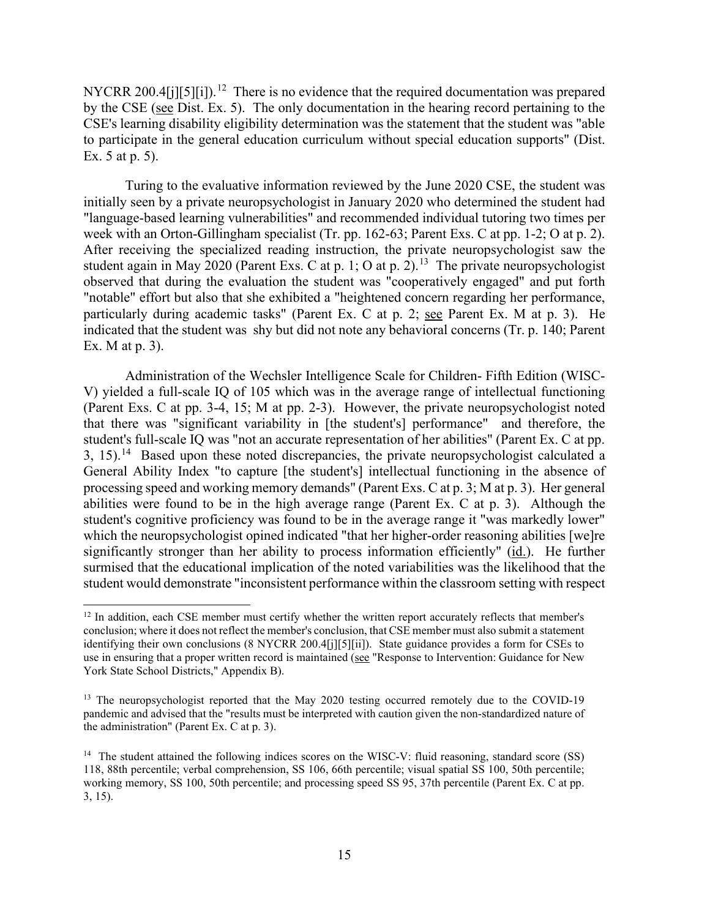NYCRR 200.4[j][5][i]).[12] There is no evidence that the required documentation was prepared by the CSE (see Dist. Ex. 5). The only documentation in the hearing record pertaining to the CSE's learning disability eligibility determination was the statement that the student was "able to participate in the general education curriculum without special education supports" (Dist. Ex. 5 at p. 5).

Turing to the evaluative information reviewed by the June 2020 CSE, the student was initially seen by a private neuropsychologist in January 2020 who determined the student had "language-based learning vulnerabilities" and recommended individual tutoring two times per week with an Orton-Gillingham specialist (Tr. pp. 162-63; Parent Exs. C at pp. 1-2; O at p. 2). After receiving the specialized reading instruction, the private neuropsychologist saw the student again in May 2020 (Parent Exs. C at p. 1; O at p. 2).[13] The private neuropsychologist observed that during the evaluation the student was "cooperatively engaged" and put forth "notable" effort but also that she exhibited a "heightened concern regarding her performance, particularly during academic tasks" (Parent Ex. C at p. 2; see Parent Ex. M at p. 3). He indicated that the student was shy but did not note any behavioral concerns (Tr. p. 140; Parent Ex. M at p. 3).

Administration of the Wechsler Intelligence Scale for Children- Fifth Edition (WISC-V) yielded a full-scale IQ of 105 which was in the average range of intellectual functioning (Parent Exs. C at pp. 3-4, 15; M at pp. 2-3). However, the private neuropsychologist noted that there was "significant variability in [the student's] performance" and therefore, the student's full-scale IQ was "not an accurate representation of her abilities" (Parent Ex. C at pp. 3, 15).[14] Based upon these noted discrepancies, the private neuropsychologist calculated a General Ability Index "to capture [the student's] intellectual functioning in the absence of processing speed and working memory demands" (Parent Exs. C at p. 3; M at p. 3). Her general abilities were found to be in the high average range (Parent Ex. C at p. 3). Although the student's cognitive proficiency was found to be in the average range it "was markedly lower" which the neuropsychologist opined indicated "that her higher-order reasoning abilities [we]re significantly stronger than her ability to process information efficiently" (id.). He further surmised that the educational implication of the noted variabilities was the likelihood that the student would demonstrate "inconsistent performance within the classroom setting with respect

[12] In addition, each CSE member must certify whether the written report accurately reflects that member's conclusion; where it does not reflect the member's conclusion, that CSE member must also submit a statement identifying their own conclusions (8 NYCRR 200.4[j][5][ii]). State guidance provides a form for CSEs to use in ensuring that a proper written record is maintained (see "Response to Intervention: Guidance for New York State School Districts," Appendix B).

[13] The neuropsychologist reported that the May 2020 testing occurred remotely due to the COVID-19 pandemic and advised that the "results must be interpreted with caution given the non-standardized nature of the administration" (Parent Ex. C at p. 3).

[14] The student attained the following indices scores on the WISC-V: fluid reasoning, standard score (SS) 118, 88th percentile; verbal comprehension, SS 106, 66th percentile; visual spatial SS 100, 50th percentile; working memory, SS 100, 50th percentile; and processing speed SS 95, 37th percentile (Parent Ex. C at pp. 3, 15).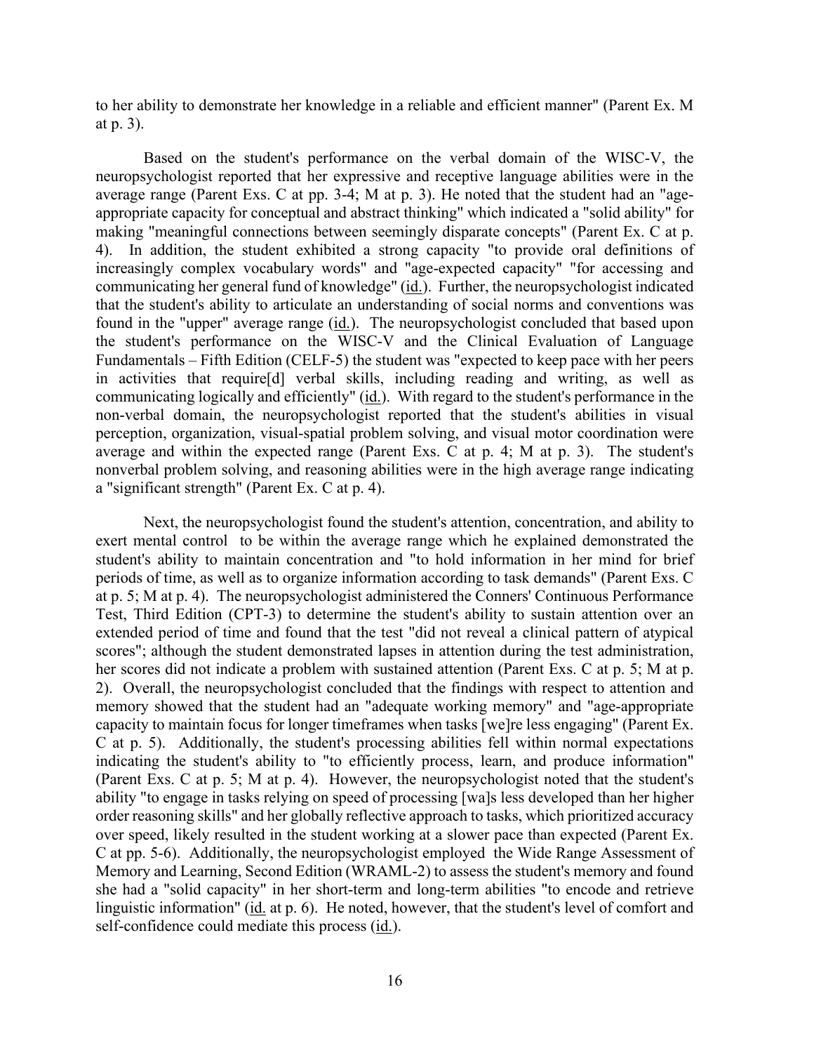to her ability to demonstrate her knowledge in a reliable and efficient manner" (Parent Ex. M at p. 3).

Based on the student's performance on the verbal domain of the WISC-V, the neuropsychologist reported that her expressive and receptive language abilities were in the average range (Parent Exs. C at pp. 3-4; M at p. 3). He noted that the student had an "age-appropriate capacity for conceptual and abstract thinking" which indicated a "solid ability" for making "meaningful connections between seemingly disparate concepts" (Parent Ex. C at p. 4). In addition, the student exhibited a strong capacity "to provide oral definitions of increasingly complex vocabulary words" and "age-expected capacity" "for accessing and communicating her general fund of knowledge" (id.). Further, the neuropsychologist indicated that the student's ability to articulate an understanding of social norms and conventions was found in the "upper" average range (id.). The neuropsychologist concluded that based upon the student's performance on the WISC-V and the Clinical Evaluation of Language Fundamentals – Fifth Edition (CELF-5) the student was "expected to keep pace with her peers in activities that require[d] verbal skills, including reading and writing, as well as communicating logically and efficiently" (id.). With regard to the student's performance in the non-verbal domain, the neuropsychologist reported that the student's abilities in visual perception, organization, visual-spatial problem solving, and visual motor coordination were average and within the expected range (Parent Exs. C at p. 4; M at p. 3). The student's nonverbal problem solving, and reasoning abilities were in the high average range indicating a "significant strength" (Parent Ex. C at p. 4).

Next, the neuropsychologist found the student's attention, concentration, and ability to exert mental control to be within the average range which he explained demonstrated the student's ability to maintain concentration and "to hold information in her mind for brief periods of time, as well as to organize information according to task demands" (Parent Exs. C at p. 5; M at p. 4). The neuropsychologist administered the Conners' Continuous Performance Test, Third Edition (CPT-3) to determine the student's ability to sustain attention over an extended period of time and found that the test "did not reveal a clinical pattern of atypical scores"; although the student demonstrated lapses in attention during the test administration, her scores did not indicate a problem with sustained attention (Parent Exs. C at p. 5; M at p. 2). Overall, the neuropsychologist concluded that the findings with respect to attention and memory showed that the student had an "adequate working memory" and "age-appropriate capacity to maintain focus for longer timeframes when tasks [we]re less engaging" (Parent Ex. C at p. 5). Additionally, the student's processing abilities fell within normal expectations indicating the student's ability to "to efficiently process, learn, and produce information" (Parent Exs. C at p. 5; M at p. 4). However, the neuropsychologist noted that the student's ability "to engage in tasks relying on speed of processing [wa]s less developed than her higher order reasoning skills" and her globally reflective approach to tasks, which prioritized accuracy over speed, likely resulted in the student working at a slower pace than expected (Parent Ex. C at pp. 5-6). Additionally, the neuropsychologist employed the Wide Range Assessment of Memory and Learning, Second Edition (WRAML-2) to assess the student's memory and found she had a "solid capacity" in her short-term and long-term abilities "to encode and retrieve linguistic information" (id. at p. 6). He noted, however, that the student's level of comfort and self-confidence could mediate this process (id.).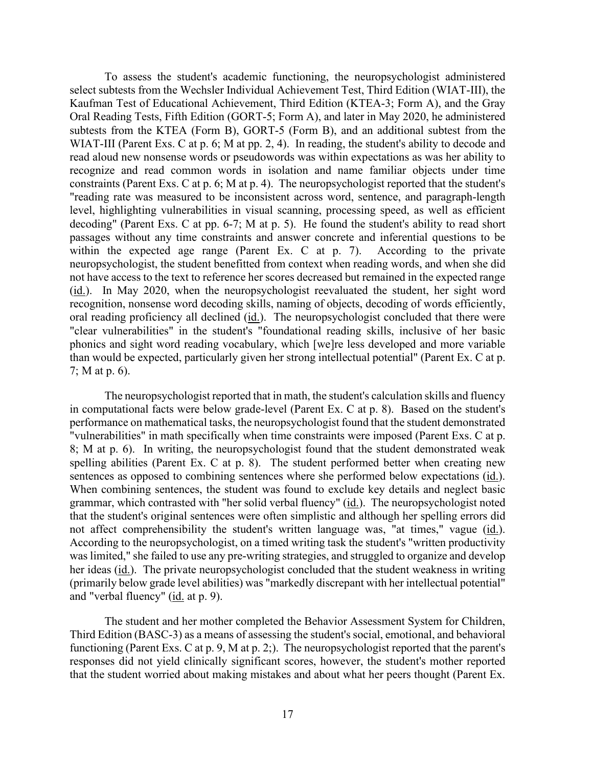To assess the student's academic functioning, the neuropsychologist administered select subtests from the Wechsler Individual Achievement Test, Third Edition (WIAT-III), the Kaufman Test of Educational Achievement, Third Edition (KTEA-3; Form A), and the Gray Oral Reading Tests, Fifth Edition (GORT-5; Form A), and later in May 2020, he administered subtests from the KTEA (Form B), GORT-5 (Form B), and an additional subtest from the WIAT-III (Parent Exs. C at p. 6; M at pp. 2, 4). In reading, the student's ability to decode and read aloud new nonsense words or pseudowords was within expectations as was her ability to recognize and read common words in isolation and name familiar objects under time constraints (Parent Exs. C at p. 6; M at p. 4). The neuropsychologist reported that the student's "reading rate was measured to be inconsistent across word, sentence, and paragraph-length level, highlighting vulnerabilities in visual scanning, processing speed, as well as efficient decoding" (Parent Exs. C at pp. 6-7; M at p. 5). He found the student's ability to read short passages without any time constraints and answer concrete and inferential questions to be within the expected age range (Parent Ex. C at p. 7). According to the private neuropsychologist, the student benefitted from context when reading words, and when she did not have access to the text to reference her scores decreased but remained in the expected range (id.). In May 2020, when the neuropsychologist reevaluated the student, her sight word recognition, nonsense word decoding skills, naming of objects, decoding of words efficiently, oral reading proficiency all declined (id.). The neuropsychologist concluded that there were "clear vulnerabilities" in the student's "foundational reading skills, inclusive of her basic phonics and sight word reading vocabulary, which [we]re less developed and more variable than would be expected, particularly given her strong intellectual potential" (Parent Ex. C at p. 7; M at p. 6).

The neuropsychologist reported that in math, the student's calculation skills and fluency in computational facts were below grade-level (Parent Ex. C at p. 8). Based on the student's performance on mathematical tasks, the neuropsychologist found that the student demonstrated "vulnerabilities" in math specifically when time constraints were imposed (Parent Exs. C at p. 8; M at p. 6). In writing, the neuropsychologist found that the student demonstrated weak spelling abilities (Parent Ex. C at p. 8). The student performed better when creating new sentences as opposed to combining sentences where she performed below expectations (id.). When combining sentences, the student was found to exclude key details and neglect basic grammar, which contrasted with "her solid verbal fluency" (id.). The neuropsychologist noted that the student's original sentences were often simplistic and although her spelling errors did not affect comprehensibility the student's written language was, "at times," vague (id.). According to the neuropsychologist, on a timed writing task the student's "written productivity was limited," she failed to use any pre-writing strategies, and struggled to organize and develop her ideas (id.). The private neuropsychologist concluded that the student weakness in writing (primarily below grade level abilities) was "markedly discrepant with her intellectual potential" and "verbal fluency" (id. at p. 9).

The student and her mother completed the Behavior Assessment System for Children, Third Edition (BASC-3) as a means of assessing the student's social, emotional, and behavioral functioning (Parent Exs. C at p. 9, M at p. 2;). The neuropsychologist reported that the parent's responses did not yield clinically significant scores, however, the student's mother reported that the student worried about making mistakes and about what her peers thought (Parent Ex.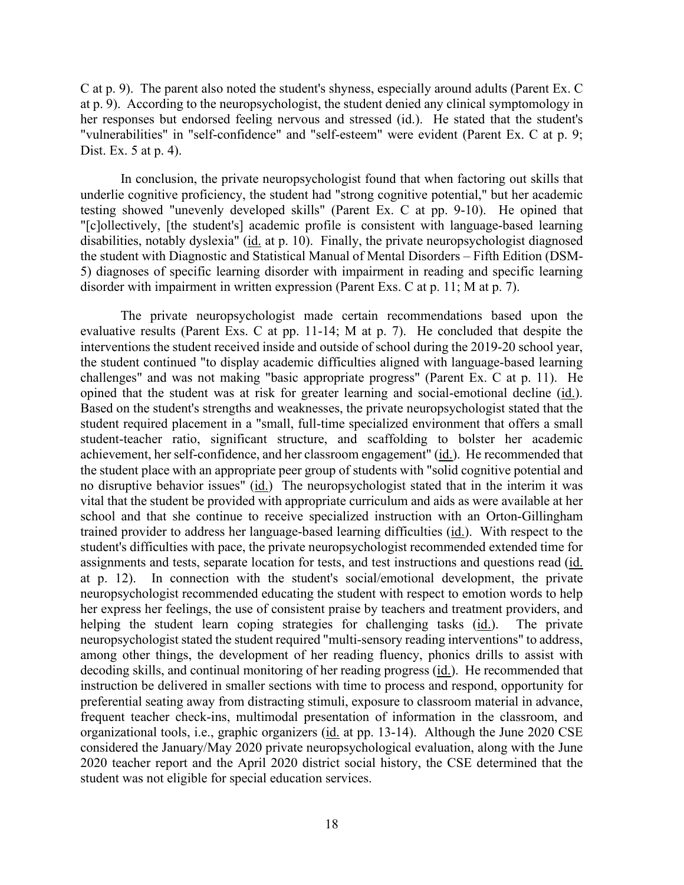C at p. 9). The parent also noted the student's shyness, especially around adults (Parent Ex. C at p. 9). According to the neuropsychologist, the student denied any clinical symptomology in her responses but endorsed feeling nervous and stressed (id.). He stated that the student's "vulnerabilities" in "self-confidence" and "self-esteem" were evident (Parent Ex. C at p. 9; Dist. Ex. 5 at p. 4).

In conclusion, the private neuropsychologist found that when factoring out skills that underlie cognitive proficiency, the student had "strong cognitive potential," but her academic testing showed "unevenly developed skills" (Parent Ex. C at pp. 9-10). He opined that "[c]ollectively, [the student's] academic profile is consistent with language-based learning disabilities, notably dyslexia" (id. at p. 10). Finally, the private neuropsychologist diagnosed the student with Diagnostic and Statistical Manual of Mental Disorders – Fifth Edition (DSM-5) diagnoses of specific learning disorder with impairment in reading and specific learning disorder with impairment in written expression (Parent Exs. C at p. 11; M at p. 7).

The private neuropsychologist made certain recommendations based upon the evaluative results (Parent Exs. C at pp. 11-14; M at p. 7). He concluded that despite the interventions the student received inside and outside of school during the 2019-20 school year, the student continued "to display academic difficulties aligned with language-based learning challenges" and was not making "basic appropriate progress" (Parent Ex. C at p. 11). He opined that the student was at risk for greater learning and social-emotional decline (id.). Based on the student's strengths and weaknesses, the private neuropsychologist stated that the student required placement in a "small, full-time specialized environment that offers a small student-teacher ratio, significant structure, and scaffolding to bolster her academic achievement, her self-confidence, and her classroom engagement" (id.). He recommended that the student place with an appropriate peer group of students with "solid cognitive potential and no disruptive behavior issues" (id.) The neuropsychologist stated that in the interim it was vital that the student be provided with appropriate curriculum and aids as were available at her school and that she continue to receive specialized instruction with an Orton-Gillingham trained provider to address her language-based learning difficulties (id.). With respect to the student's difficulties with pace, the private neuropsychologist recommended extended time for assignments and tests, separate location for tests, and test instructions and questions read (id. at p. 12). In connection with the student's social/emotional development, the private neuropsychologist recommended educating the student with respect to emotion words to help her express her feelings, the use of consistent praise by teachers and treatment providers, and helping the student learn coping strategies for challenging tasks (id.). The private neuropsychologist stated the student required "multi-sensory reading interventions" to address, among other things, the development of her reading fluency, phonics drills to assist with decoding skills, and continual monitoring of her reading progress (id.). He recommended that instruction be delivered in smaller sections with time to process and respond, opportunity for preferential seating away from distracting stimuli, exposure to classroom material in advance, frequent teacher check-ins, multimodal presentation of information in the classroom, and organizational tools, i.e., graphic organizers (id. at pp. 13-14). Although the June 2020 CSE considered the January/May 2020 private neuropsychological evaluation, along with the June 2020 teacher report and the April 2020 district social history, the CSE determined that the student was not eligible for special education services.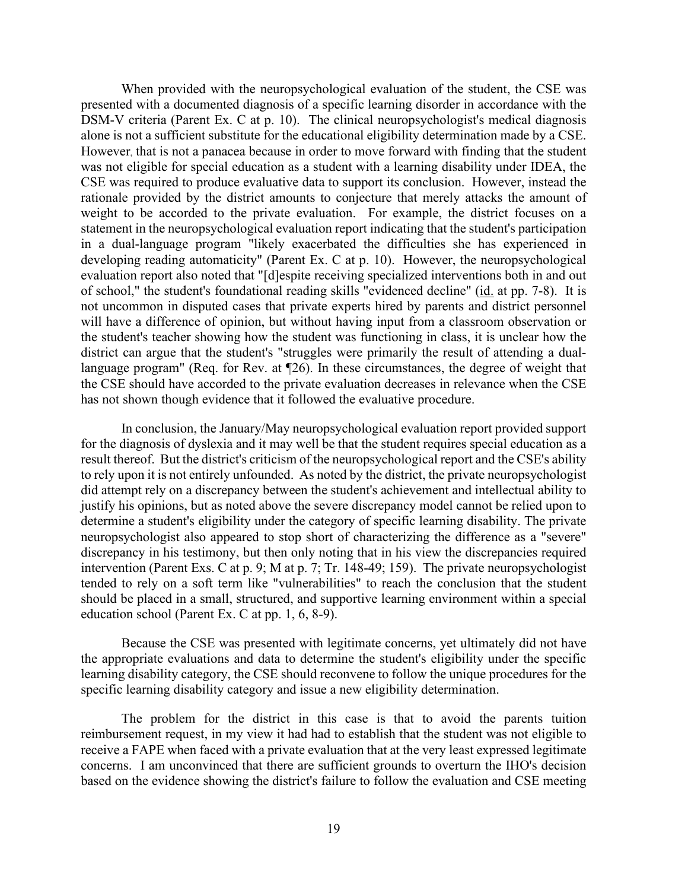When provided with the neuropsychological evaluation of the student, the CSE was presented with a documented diagnosis of a specific learning disorder in accordance with the DSM-V criteria (Parent Ex. C at p. 10). The clinical neuropsychologist's medical diagnosis alone is not a sufficient substitute for the educational eligibility determination made by a CSE. However, that is not a panacea because in order to move forward with finding that the student was not eligible for special education as a student with a learning disability under IDEA, the CSE was required to produce evaluative data to support its conclusion. However, instead the rationale provided by the district amounts to conjecture that merely attacks the amount of weight to be accorded to the private evaluation. For example, the district focuses on a statement in the neuropsychological evaluation report indicating that the student's participation in a dual-language program "likely exacerbated the difficulties she has experienced in developing reading automaticity" (Parent Ex. C at p. 10). However, the neuropsychological evaluation report also noted that "[d]espite receiving specialized interventions both in and out of school," the student's foundational reading skills "evidenced decline" (id. at pp. 7-8). It is not uncommon in disputed cases that private experts hired by parents and district personnel will have a difference of opinion, but without having input from a classroom observation or the student's teacher showing how the student was functioning in class, it is unclear how the district can argue that the student's "struggles were primarily the result of attending a dual-language program" (Req. for Rev. at ¶26). In these circumstances, the degree of weight that the CSE should have accorded to the private evaluation decreases in relevance when the CSE has not shown though evidence that it followed the evaluative procedure.

In conclusion, the January/May neuropsychological evaluation report provided support for the diagnosis of dyslexia and it may well be that the student requires special education as a result thereof. But the district's criticism of the neuropsychological report and the CSE's ability to rely upon it is not entirely unfounded. As noted by the district, the private neuropsychologist did attempt rely on a discrepancy between the student's achievement and intellectual ability to justify his opinions, but as noted above the severe discrepancy model cannot be relied upon to determine a student's eligibility under the category of specific learning disability. The private neuropsychologist also appeared to stop short of characterizing the difference as a "severe" discrepancy in his testimony, but then only noting that in his view the discrepancies required intervention (Parent Exs. C at p. 9; M at p. 7; Tr. 148-49; 159). The private neuropsychologist tended to rely on a soft term like "vulnerabilities" to reach the conclusion that the student should be placed in a small, structured, and supportive learning environment within a special education school (Parent Ex. C at pp. 1, 6, 8-9).

Because the CSE was presented with legitimate concerns, yet ultimately did not have the appropriate evaluations and data to determine the student's eligibility under the specific learning disability category, the CSE should reconvene to follow the unique procedures for the specific learning disability category and issue a new eligibility determination.

The problem for the district in this case is that to avoid the parents tuition reimbursement request, in my view it had had to establish that the student was not eligible to receive a FAPE when faced with a private evaluation that at the very least expressed legitimate concerns. I am unconvinced that there are sufficient grounds to overturn the IHO's decision based on the evidence showing the district's failure to follow the evaluation and CSE meeting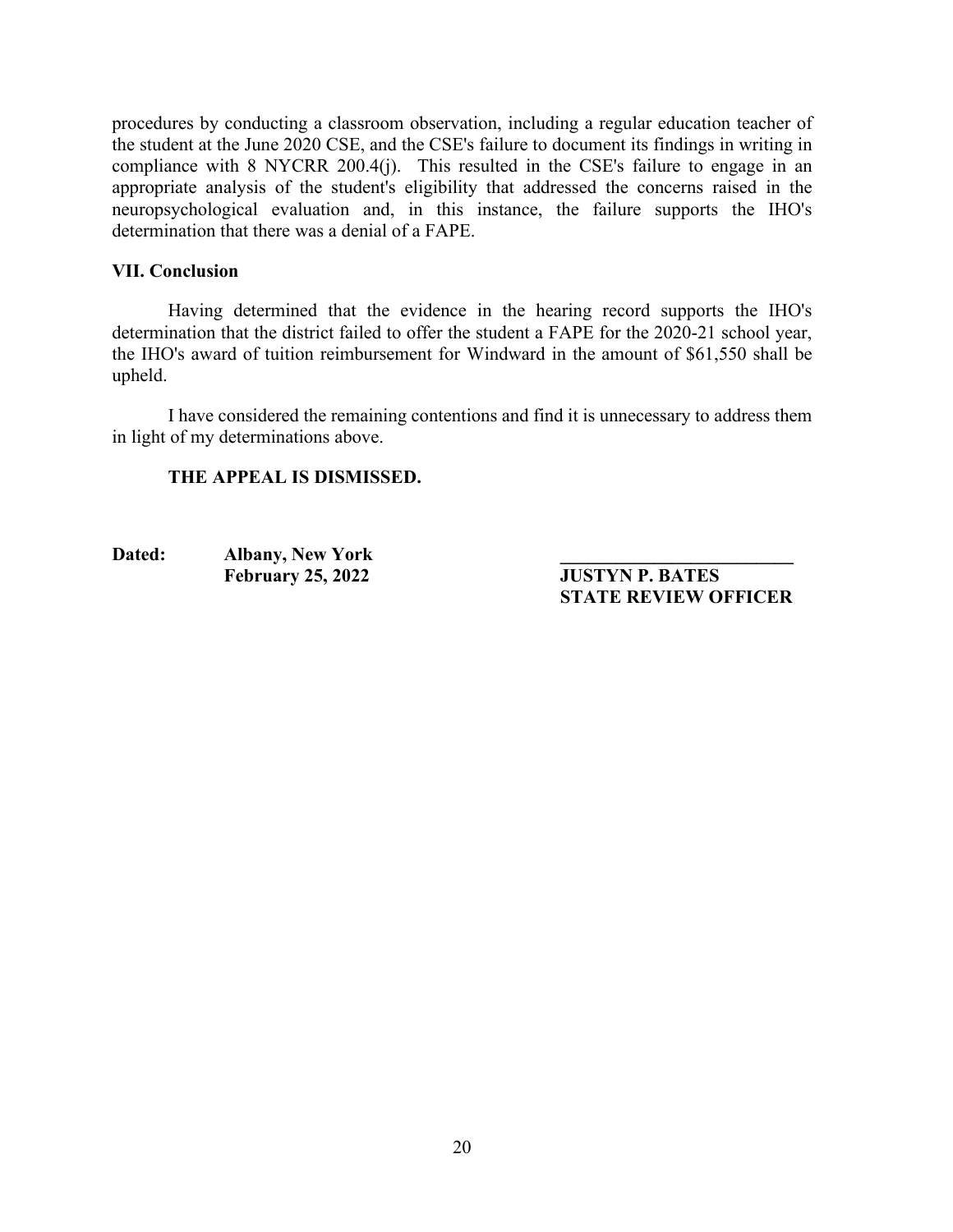procedures by conducting a classroom observation, including a regular education teacher of the student at the June 2020 CSE, and the CSE's failure to document its findings in writing in compliance with 8 NYCRR 200.4(j). This resulted in the CSE's failure to engage in an appropriate analysis of the student's eligibility that addressed the concerns raised in the neuropsychological evaluation and, in this instance, the failure supports the IHO's determination that there was a denial of a FAPE.

### VII. Conclusion

Having determined that the evidence in the hearing record supports the IHO's determination that the district failed to offer the student a FAPE for the 2020-21 school year, the IHO's award of tuition reimbursement for Windward in the amount of $61,550 shall be upheld.

I have considered the remaining contentions and find it is unnecessary to address them in light of my determinations above.

**THE APPEAL IS DISMISSED.**

**Dated:** **Albany, New York**
**February 25, 2022**

**JUSTYN P. BATES**
**STATE REVIEW OFFICER**